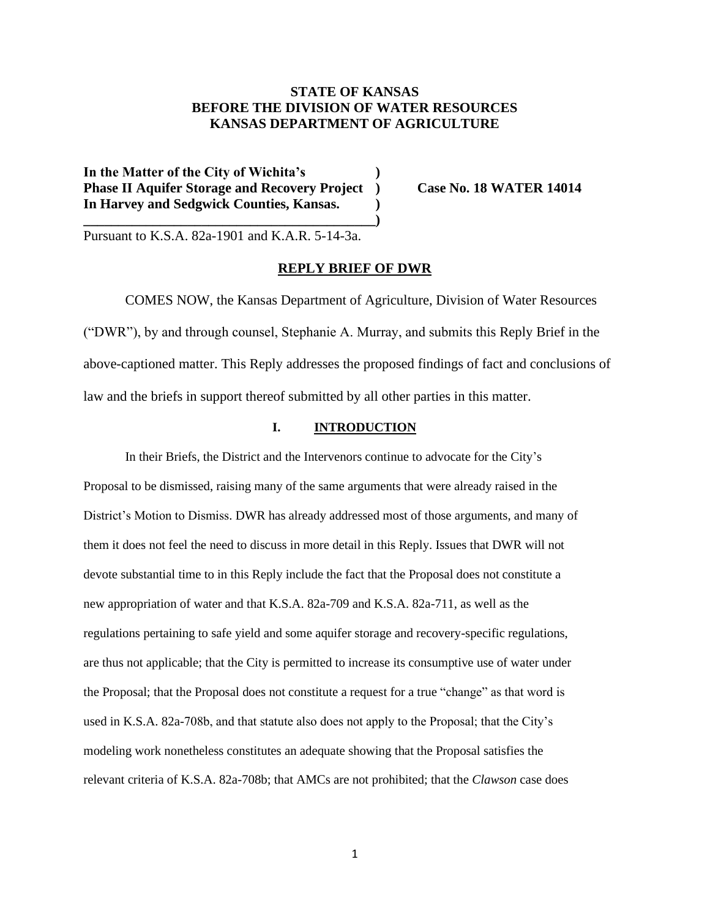**STATE OF KANSAS**
**BEFORE THE DIVISION OF WATER RESOURCES**
**KANSAS DEPARTMENT OF AGRICULTURE**

**In the Matter of the City of Wichita's )**
**Phase II Aquifer Storage and Recovery Project ) Case No. 18 WATER 14014**
**In Harvey and Sedgwick Counties, Kansas. )**
**_________________________________________)**

Pursuant to K.S.A. 82a-1901 and K.A.R. 5-14-3a.

**REPLY BRIEF OF DWR**

COMES NOW, the Kansas Department of Agriculture, Division of Water Resources ("DWR"), by and through counsel, Stephanie A. Murray, and submits this Reply Brief in the above-captioned matter. This Reply addresses the proposed findings of fact and conclusions of law and the briefs in support thereof submitted by all other parties in this matter.

## I. INTRODUCTION

In their Briefs, the District and the Intervenors continue to advocate for the City's Proposal to be dismissed, raising many of the same arguments that were already raised in the District's Motion to Dismiss. DWR has already addressed most of those arguments, and many of them it does not feel the need to discuss in more detail in this Reply. Issues that DWR will not devote substantial time to in this Reply include the fact that the Proposal does not constitute a new appropriation of water and that K.S.A. 82a-709 and K.S.A. 82a-711, as well as the regulations pertaining to safe yield and some aquifer storage and recovery-specific regulations, are thus not applicable; that the City is permitted to increase its consumptive use of water under the Proposal; that the Proposal does not constitute a request for a true "change" as that word is used in K.S.A. 82a-708b, and that statute also does not apply to the Proposal; that the City's modeling work nonetheless constitutes an adequate showing that the Proposal satisfies the relevant criteria of K.S.A. 82a-708b; that AMCs are not prohibited; that the *Clawson* case does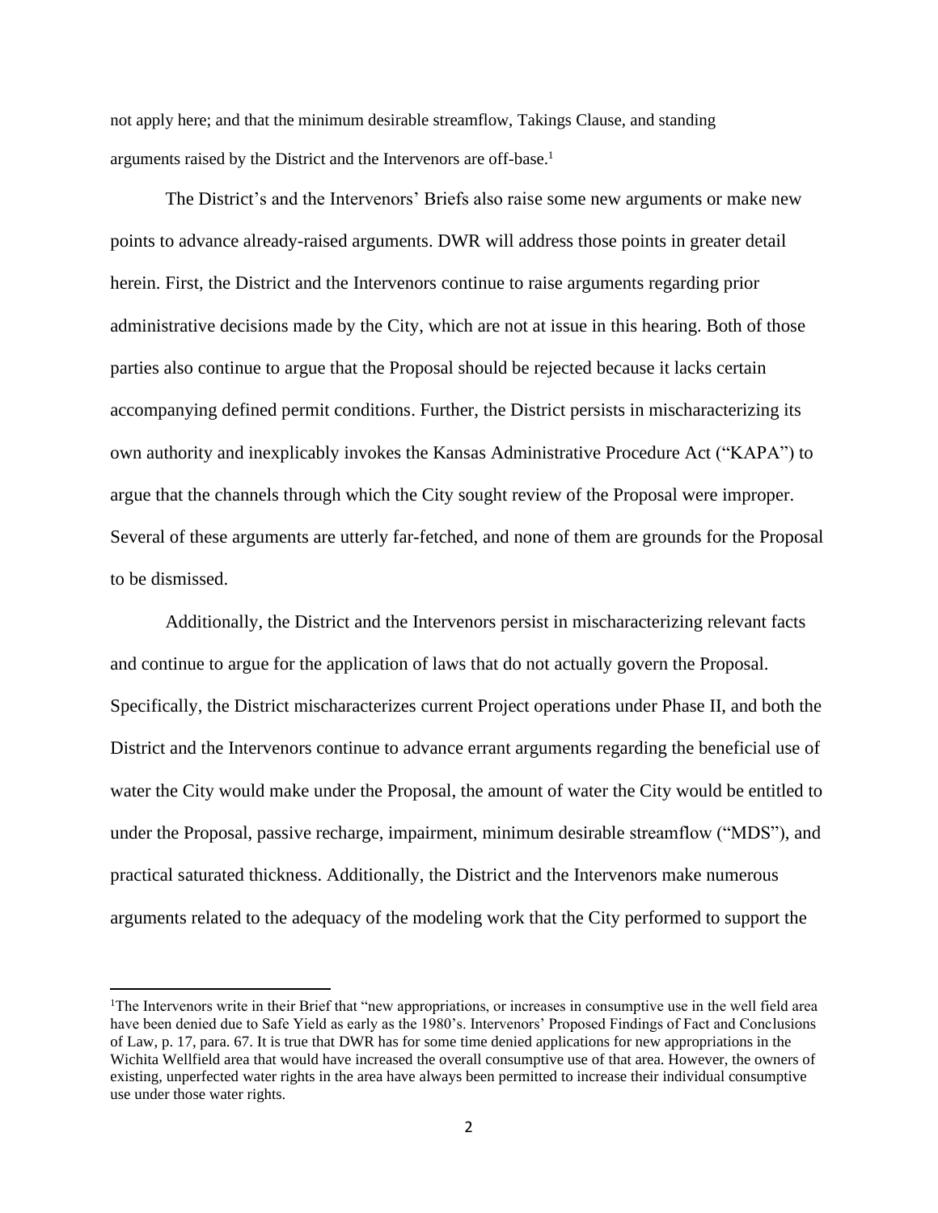not apply here; and that the minimum desirable streamflow, Takings Clause, and standing arguments raised by the District and the Intervenors are off-base.[1]

The District's and the Intervenors' Briefs also raise some new arguments or make new points to advance already-raised arguments. DWR will address those points in greater detail herein. First, the District and the Intervenors continue to raise arguments regarding prior administrative decisions made by the City, which are not at issue in this hearing. Both of those parties also continue to argue that the Proposal should be rejected because it lacks certain accompanying defined permit conditions. Further, the District persists in mischaracterizing its own authority and inexplicably invokes the Kansas Administrative Procedure Act ("KAPA") to argue that the channels through which the City sought review of the Proposal were improper. Several of these arguments are utterly far-fetched, and none of them are grounds for the Proposal to be dismissed.

Additionally, the District and the Intervenors persist in mischaracterizing relevant facts and continue to argue for the application of laws that do not actually govern the Proposal. Specifically, the District mischaracterizes current Project operations under Phase II, and both the District and the Intervenors continue to advance errant arguments regarding the beneficial use of water the City would make under the Proposal, the amount of water the City would be entitled to under the Proposal, passive recharge, impairment, minimum desirable streamflow ("MDS"), and practical saturated thickness. Additionally, the District and the Intervenors make numerous arguments related to the adequacy of the modeling work that the City performed to support the

[1] The Intervenors write in their Brief that "new appropriations, or increases in consumptive use in the well field area have been denied due to Safe Yield as early as the 1980's. Intervenors' Proposed Findings of Fact and Conclusions of Law, p. 17, para. 67. It is true that DWR has for some time denied applications for new appropriations in the Wichita Wellfield area that would have increased the overall consumptive use of that area. However, the owners of existing, unperfected water rights in the area have always been permitted to increase their individual consumptive use under those water rights.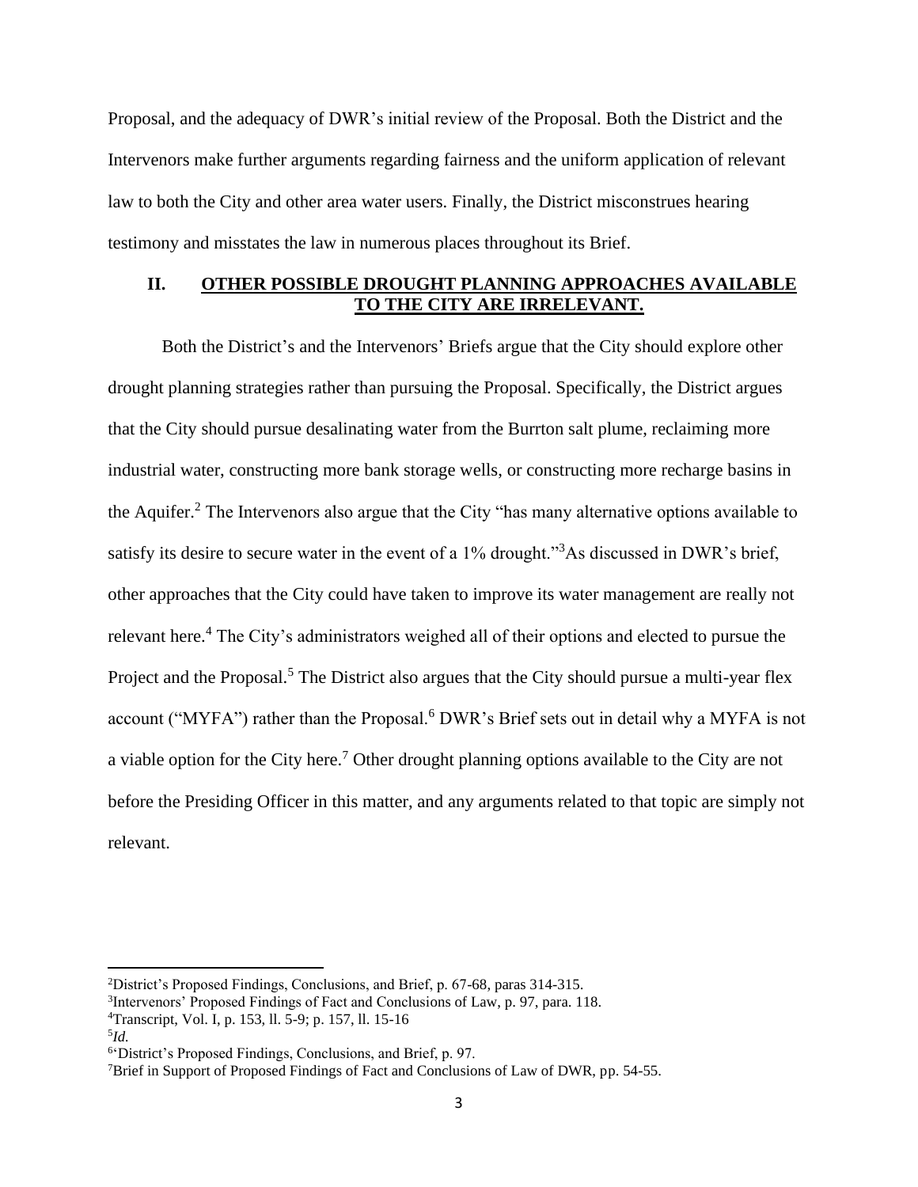Proposal, and the adequacy of DWR's initial review of the Proposal. Both the District and the Intervenors make further arguments regarding fairness and the uniform application of relevant law to both the City and other area water users. Finally, the District misconstrues hearing testimony and misstates the law in numerous places throughout its Brief.

## II. OTHER POSSIBLE DROUGHT PLANNING APPROACHES AVAILABLE TO THE CITY ARE IRRELEVANT.

Both the District's and the Intervenors' Briefs argue that the City should explore other drought planning strategies rather than pursuing the Proposal. Specifically, the District argues that the City should pursue desalinating water from the Burrton salt plume, reclaiming more industrial water, constructing more bank storage wells, or constructing more recharge basins in the Aquifer.[2] The Intervenors also argue that the City "has many alternative options available to satisfy its desire to secure water in the event of a 1% drought."[3]As discussed in DWR's brief, other approaches that the City could have taken to improve its water management are really not relevant here.[4] The City's administrators weighed all of their options and elected to pursue the Project and the Proposal.[5] The District also argues that the City should pursue a multi-year flex account ("MYFA") rather than the Proposal.[6] DWR's Brief sets out in detail why a MYFA is not a viable option for the City here.[7] Other drought planning options available to the City are not before the Presiding Officer in this matter, and any arguments related to that topic are simply not relevant.

---

[2]District's Proposed Findings, Conclusions, and Brief, p. 67-68, paras 314-315.

[3]Intervenors' Proposed Findings of Fact and Conclusions of Law, p. 97, para. 118.

[4]Transcript, Vol. I, p. 153, ll. 5-9; p. 157, ll. 15-16

[5]*Id.*

[6]'District's Proposed Findings, Conclusions, and Brief, p. 97.

[7]Brief in Support of Proposed Findings of Fact and Conclusions of Law of DWR, pp. 54-55.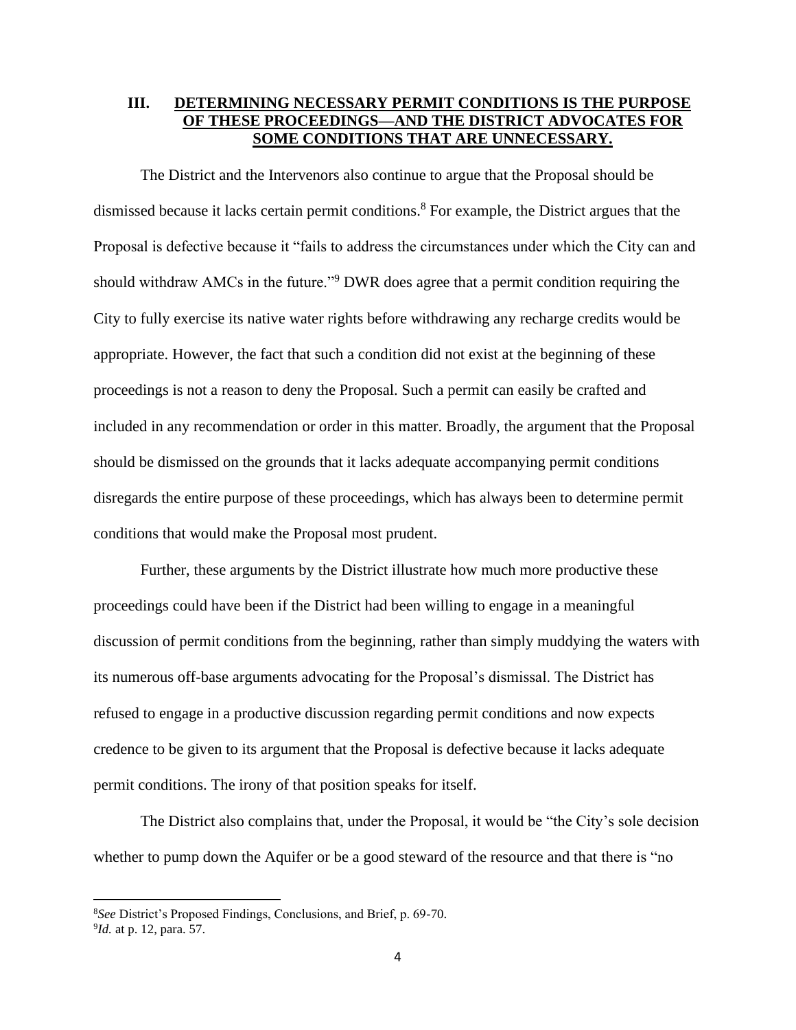## III. DETERMINING NECESSARY PERMIT CONDITIONS IS THE PURPOSE OF THESE PROCEEDINGS—AND THE DISTRICT ADVOCATES FOR SOME CONDITIONS THAT ARE UNNECESSARY.

The District and the Intervenors also continue to argue that the Proposal should be dismissed because it lacks certain permit conditions.[8] For example, the District argues that the Proposal is defective because it "fails to address the circumstances under which the City can and should withdraw AMCs in the future."[9] DWR does agree that a permit condition requiring the City to fully exercise its native water rights before withdrawing any recharge credits would be appropriate. However, the fact that such a condition did not exist at the beginning of these proceedings is not a reason to deny the Proposal. Such a permit can easily be crafted and included in any recommendation or order in this matter. Broadly, the argument that the Proposal should be dismissed on the grounds that it lacks adequate accompanying permit conditions disregards the entire purpose of these proceedings, which has always been to determine permit conditions that would make the Proposal most prudent.

Further, these arguments by the District illustrate how much more productive these proceedings could have been if the District had been willing to engage in a meaningful discussion of permit conditions from the beginning, rather than simply muddying the waters with its numerous off-base arguments advocating for the Proposal's dismissal. The District has refused to engage in a productive discussion regarding permit conditions and now expects credence to be given to its argument that the Proposal is defective because it lacks adequate permit conditions. The irony of that position speaks for itself.

The District also complains that, under the Proposal, it would be "the City's sole decision whether to pump down the Aquifer or be a good steward of the resource and that there is "no

---

[8] *See* District's Proposed Findings, Conclusions, and Brief, p. 69-70.

[9] *Id.* at p. 12, para. 57.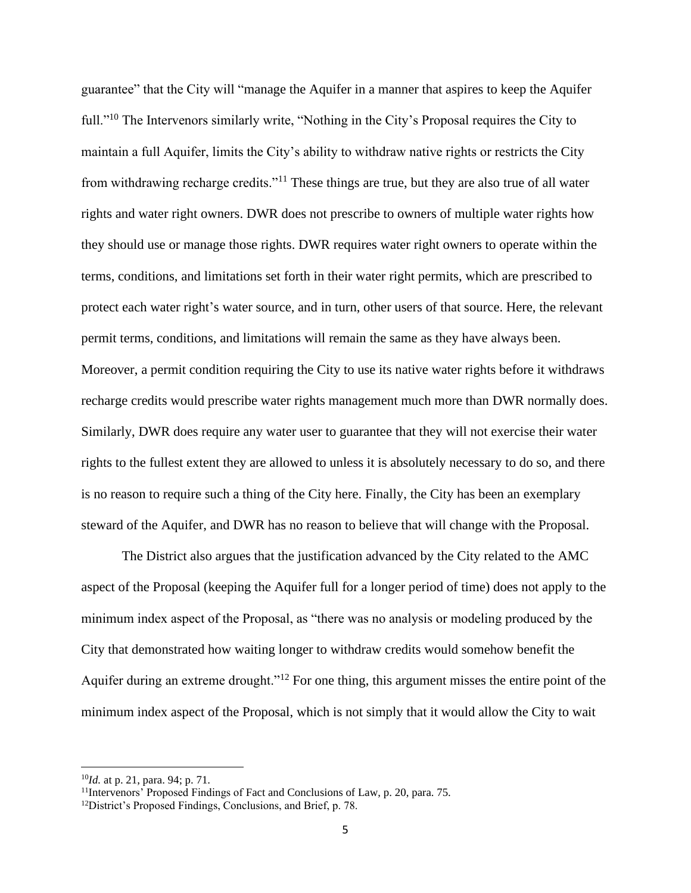guarantee" that the City will "manage the Aquifer in a manner that aspires to keep the Aquifer full."[10] The Intervenors similarly write, "Nothing in the City's Proposal requires the City to maintain a full Aquifer, limits the City's ability to withdraw native rights or restricts the City from withdrawing recharge credits."[11] These things are true, but they are also true of all water rights and water right owners. DWR does not prescribe to owners of multiple water rights how they should use or manage those rights. DWR requires water right owners to operate within the terms, conditions, and limitations set forth in their water right permits, which are prescribed to protect each water right's water source, and in turn, other users of that source. Here, the relevant permit terms, conditions, and limitations will remain the same as they have always been. Moreover, a permit condition requiring the City to use its native water rights before it withdraws recharge credits would prescribe water rights management much more than DWR normally does. Similarly, DWR does require any water user to guarantee that they will not exercise their water rights to the fullest extent they are allowed to unless it is absolutely necessary to do so, and there is no reason to require such a thing of the City here. Finally, the City has been an exemplary steward of the Aquifer, and DWR has no reason to believe that will change with the Proposal.

The District also argues that the justification advanced by the City related to the AMC aspect of the Proposal (keeping the Aquifer full for a longer period of time) does not apply to the minimum index aspect of the Proposal, as "there was no analysis or modeling produced by the City that demonstrated how waiting longer to withdraw credits would somehow benefit the Aquifer during an extreme drought."[12] For one thing, this argument misses the entire point of the minimum index aspect of the Proposal, which is not simply that it would allow the City to wait

---

[10] *Id.* at p. 21, para. 94; p. 71.

[11] Intervenors' Proposed Findings of Fact and Conclusions of Law, p. 20, para. 75.

[12] District's Proposed Findings, Conclusions, and Brief, p. 78.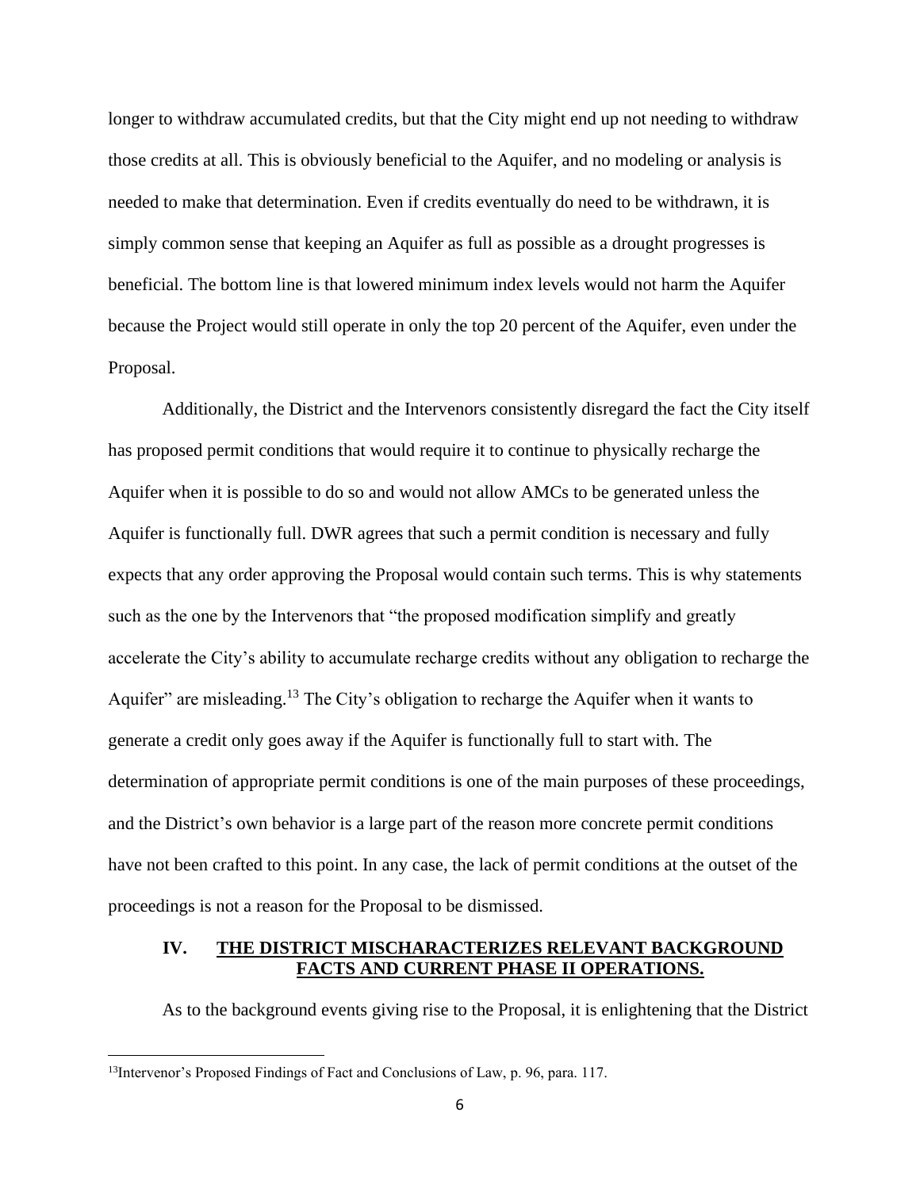longer to withdraw accumulated credits, but that the City might end up not needing to withdraw those credits at all. This is obviously beneficial to the Aquifer, and no modeling or analysis is needed to make that determination. Even if credits eventually do need to be withdrawn, it is simply common sense that keeping an Aquifer as full as possible as a drought progresses is beneficial. The bottom line is that lowered minimum index levels would not harm the Aquifer because the Project would still operate in only the top 20 percent of the Aquifer, even under the Proposal.

Additionally, the District and the Intervenors consistently disregard the fact the City itself has proposed permit conditions that would require it to continue to physically recharge the Aquifer when it is possible to do so and would not allow AMCs to be generated unless the Aquifer is functionally full. DWR agrees that such a permit condition is necessary and fully expects that any order approving the Proposal would contain such terms. This is why statements such as the one by the Intervenors that "the proposed modification simplify and greatly accelerate the City's ability to accumulate recharge credits without any obligation to recharge the Aquifer" are misleading.[13] The City's obligation to recharge the Aquifer when it wants to generate a credit only goes away if the Aquifer is functionally full to start with. The determination of appropriate permit conditions is one of the main purposes of these proceedings, and the District's own behavior is a large part of the reason more concrete permit conditions have not been crafted to this point. In any case, the lack of permit conditions at the outset of the proceedings is not a reason for the Proposal to be dismissed.

## IV. THE DISTRICT MISCHARACTERIZES RELEVANT BACKGROUND FACTS AND CURRENT PHASE II OPERATIONS.

As to the background events giving rise to the Proposal, it is enlightening that the District

[13] Intervenor's Proposed Findings of Fact and Conclusions of Law, p. 96, para. 117.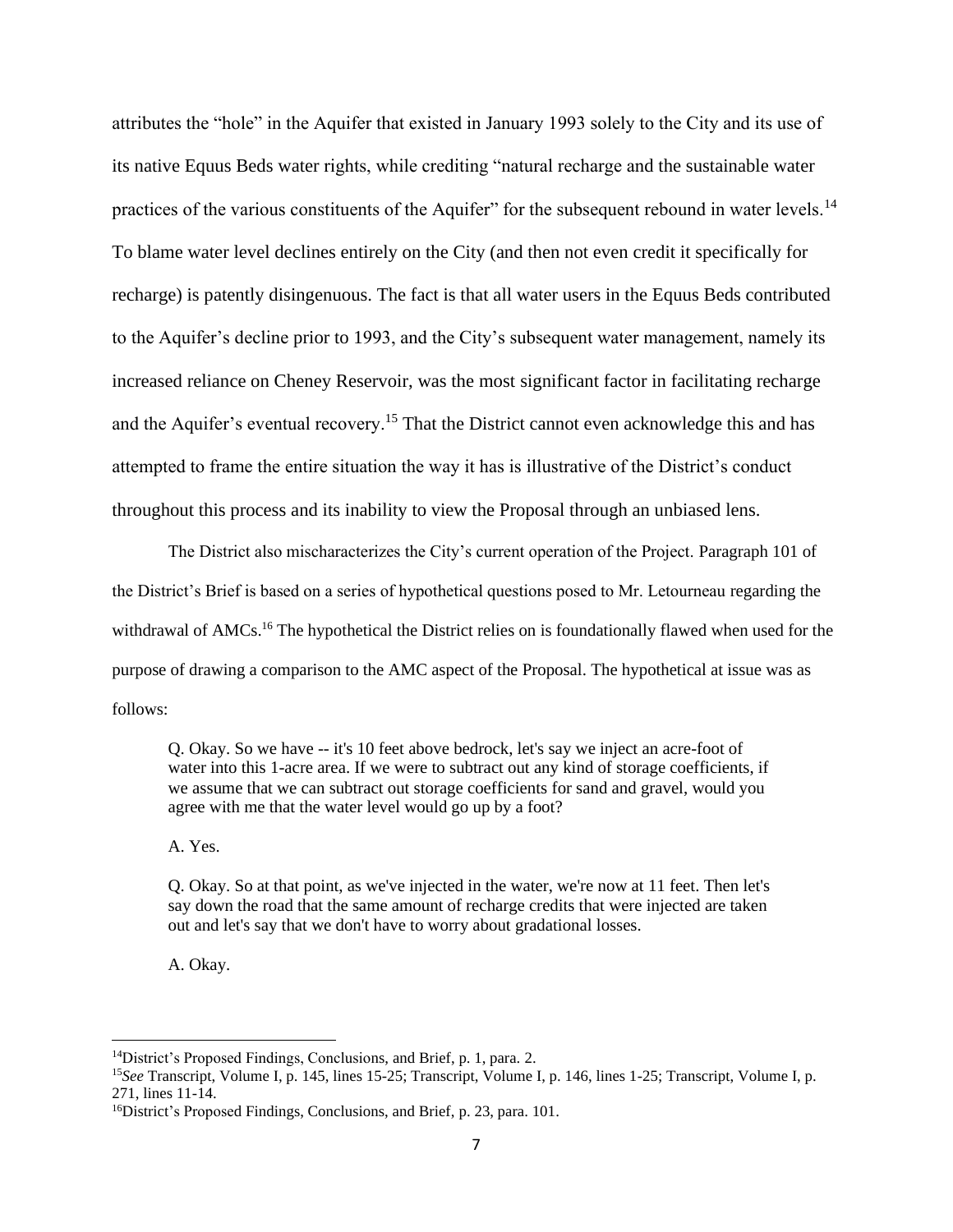attributes the "hole" in the Aquifer that existed in January 1993 solely to the City and its use of its native Equus Beds water rights, while crediting "natural recharge and the sustainable water practices of the various constituents of the Aquifer" for the subsequent rebound in water levels.[14] To blame water level declines entirely on the City (and then not even credit it specifically for recharge) is patently disingenuous. The fact is that all water users in the Equus Beds contributed to the Aquifer's decline prior to 1993, and the City's subsequent water management, namely its increased reliance on Cheney Reservoir, was the most significant factor in facilitating recharge and the Aquifer's eventual recovery.[15] That the District cannot even acknowledge this and has attempted to frame the entire situation the way it has is illustrative of the District's conduct throughout this process and its inability to view the Proposal through an unbiased lens.

The District also mischaracterizes the City's current operation of the Project. Paragraph 101 of the District's Brief is based on a series of hypothetical questions posed to Mr. Letourneau regarding the withdrawal of AMCs.[16] The hypothetical the District relies on is foundationally flawed when used for the purpose of drawing a comparison to the AMC aspect of the Proposal. The hypothetical at issue was as follows:

> Q. Okay. So we have -- it's 10 feet above bedrock, let's say we inject an acre-foot of water into this 1-acre area. If we were to subtract out any kind of storage coefficients, if we assume that we can subtract out storage coefficients for sand and gravel, would you agree with me that the water level would go up by a foot?
>
> A. Yes.
>
> Q. Okay. So at that point, as we've injected in the water, we're now at 11 feet. Then let's say down the road that the same amount of recharge credits that were injected are taken out and let's say that we don't have to worry about gradational losses.
>
> A. Okay.

---

[14] District's Proposed Findings, Conclusions, and Brief, p. 1, para. 2.

[15] *See* Transcript, Volume I, p. 145, lines 15-25; Transcript, Volume I, p. 146, lines 1-25; Transcript, Volume I, p. 271, lines 11-14.

[16] District's Proposed Findings, Conclusions, and Brief, p. 23, para. 101.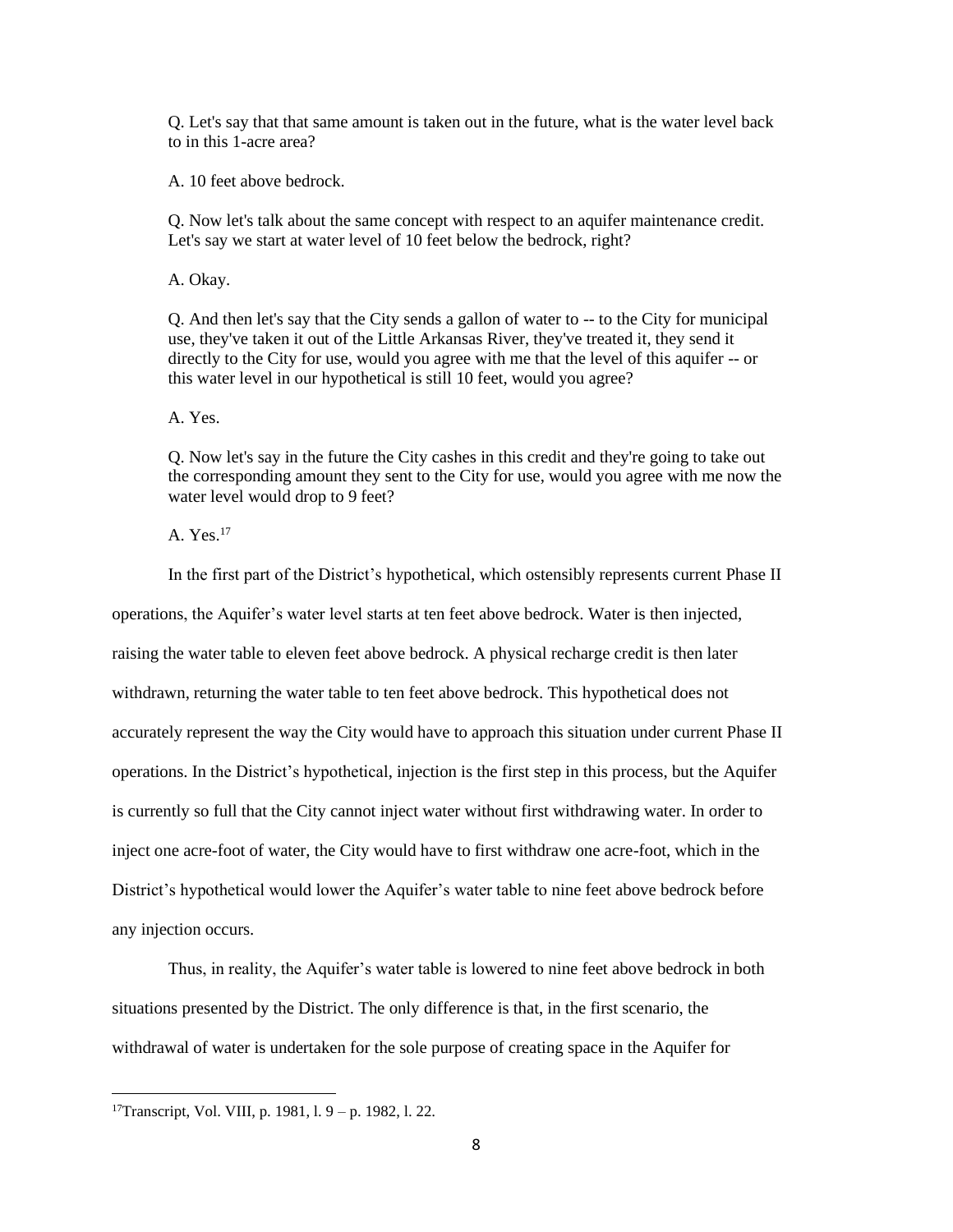Q. Let's say that that same amount is taken out in the future, what is the water level back to in this 1-acre area?

A. 10 feet above bedrock.

Q. Now let's talk about the same concept with respect to an aquifer maintenance credit. Let's say we start at water level of 10 feet below the bedrock, right?

A. Okay.

Q. And then let's say that the City sends a gallon of water to -- to the City for municipal use, they've taken it out of the Little Arkansas River, they've treated it, they send it directly to the City for use, would you agree with me that the level of this aquifer -- or this water level in our hypothetical is still 10 feet, would you agree?

A. Yes.

Q. Now let's say in the future the City cashes in this credit and they're going to take out the corresponding amount they sent to the City for use, would you agree with me now the water level would drop to 9 feet?

A. Yes.[17]

In the first part of the District's hypothetical, which ostensibly represents current Phase II operations, the Aquifer's water level starts at ten feet above bedrock. Water is then injected, raising the water table to eleven feet above bedrock. A physical recharge credit is then later withdrawn, returning the water table to ten feet above bedrock. This hypothetical does not accurately represent the way the City would have to approach this situation under current Phase II operations. In the District's hypothetical, injection is the first step in this process, but the Aquifer is currently so full that the City cannot inject water without first withdrawing water. In order to inject one acre-foot of water, the City would have to first withdraw one acre-foot, which in the District's hypothetical would lower the Aquifer's water table to nine feet above bedrock before any injection occurs.

Thus, in reality, the Aquifer's water table is lowered to nine feet above bedrock in both situations presented by the District. The only difference is that, in the first scenario, the withdrawal of water is undertaken for the sole purpose of creating space in the Aquifer for

---

[17] Transcript, Vol. VIII, p. 1981, l. 9 – p. 1982, l. 22.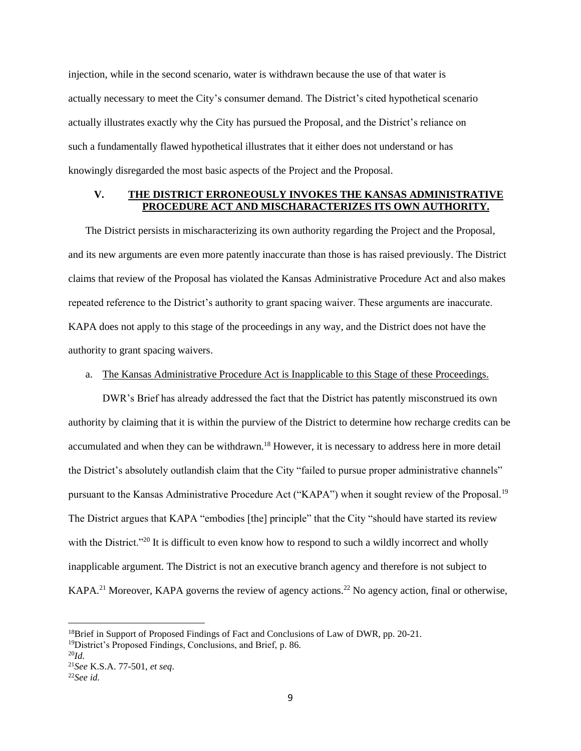injection, while in the second scenario, water is withdrawn because the use of that water is actually necessary to meet the City's consumer demand. The District's cited hypothetical scenario actually illustrates exactly why the City has pursued the Proposal, and the District's reliance on such a fundamentally flawed hypothetical illustrates that it either does not understand or has knowingly disregarded the most basic aspects of the Project and the Proposal.

## V. THE DISTRICT ERRONEOUSLY INVOKES THE KANSAS ADMINISTRATIVE PROCEDURE ACT AND MISCHARACTERIZES ITS OWN AUTHORITY.

The District persists in mischaracterizing its own authority regarding the Project and the Proposal, and its new arguments are even more patently inaccurate than those is has raised previously. The District claims that review of the Proposal has violated the Kansas Administrative Procedure Act and also makes repeated reference to the District's authority to grant spacing waiver. These arguments are inaccurate. KAPA does not apply to this stage of the proceedings in any way, and the District does not have the authority to grant spacing waivers.

### a. The Kansas Administrative Procedure Act is Inapplicable to this Stage of these Proceedings.

DWR's Brief has already addressed the fact that the District has patently misconstrued its own authority by claiming that it is within the purview of the District to determine how recharge credits can be accumulated and when they can be withdrawn.[18] However, it is necessary to address here in more detail the District's absolutely outlandish claim that the City "failed to pursue proper administrative channels" pursuant to the Kansas Administrative Procedure Act ("KAPA") when it sought review of the Proposal.[19] The District argues that KAPA "embodies [the] principle" that the City "should have started its review with the District."[20] It is difficult to even know how to respond to such a wildly incorrect and wholly inapplicable argument. The District is not an executive branch agency and therefore is not subject to KAPA.[21] Moreover, KAPA governs the review of agency actions.[22] No agency action, final or otherwise,

---

[18] Brief in Support of Proposed Findings of Fact and Conclusions of Law of DWR, pp. 20-21.

[19] District's Proposed Findings, Conclusions, and Brief, p. 86.

[20] *Id.*

[21] *See* K.S.A. 77-501, *et seq.*

[22] *See id.*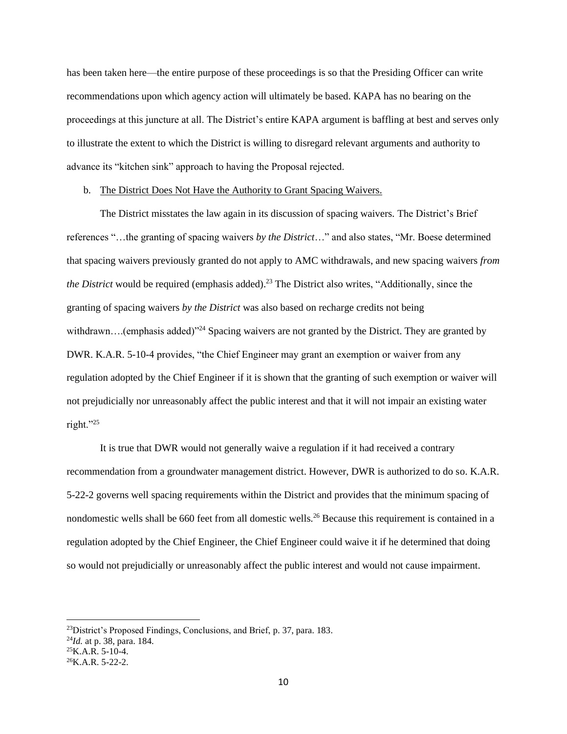has been taken here—the entire purpose of these proceedings is so that the Presiding Officer can write recommendations upon which agency action will ultimately be based. KAPA has no bearing on the proceedings at this juncture at all. The District's entire KAPA argument is baffling at best and serves only to illustrate the extent to which the District is willing to disregard relevant arguments and authority to advance its "kitchen sink" approach to having the Proposal rejected.

b. <u>The District Does Not Have the Authority to Grant Spacing Waivers.</u>

The District misstates the law again in its discussion of spacing waivers. The District's Brief references "…the granting of spacing waivers *by the District*…" and also states, "Mr. Boese determined that spacing waivers previously granted do not apply to AMC withdrawals, and new spacing waivers *from the District* would be required (emphasis added).[23] The District also writes, "Additionally, since the granting of spacing waivers *by the District* was also based on recharge credits not being withdrawn….(emphasis added)"[24] Spacing waivers are not granted by the District. They are granted by DWR. K.A.R. 5-10-4 provides, "the Chief Engineer may grant an exemption or waiver from any regulation adopted by the Chief Engineer if it is shown that the granting of such exemption or waiver will not prejudicially nor unreasonably affect the public interest and that it will not impair an existing water right."[25]

It is true that DWR would not generally waive a regulation if it had received a contrary recommendation from a groundwater management district. However, DWR is authorized to do so. K.A.R. 5-22-2 governs well spacing requirements within the District and provides that the minimum spacing of nondomestic wells shall be 660 feet from all domestic wells.[26] Because this requirement is contained in a regulation adopted by the Chief Engineer, the Chief Engineer could waive it if he determined that doing so would not prejudicially or unreasonably affect the public interest and would not cause impairment.

---

[23] District's Proposed Findings, Conclusions, and Brief, p. 37, para. 183.

[24] *Id.* at p. 38, para. 184.

[25] K.A.R. 5-10-4.

[26] K.A.R. 5-22-2.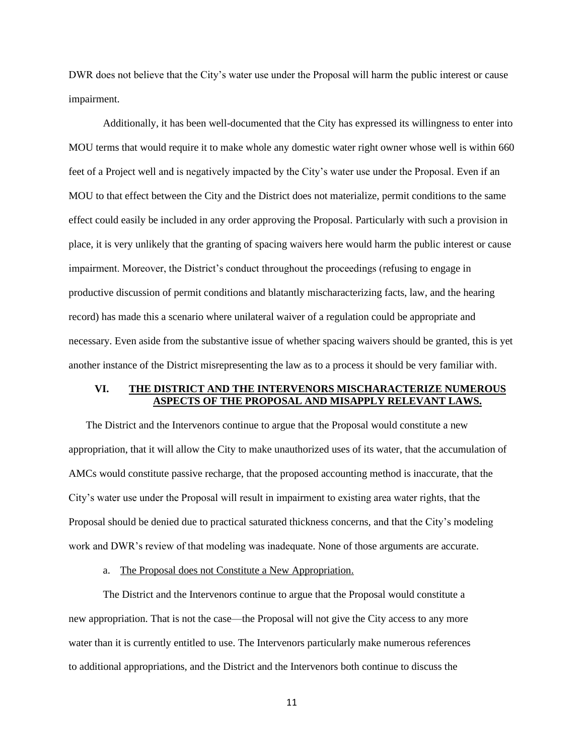DWR does not believe that the City's water use under the Proposal will harm the public interest or cause impairment.

Additionally, it has been well-documented that the City has expressed its willingness to enter into MOU terms that would require it to make whole any domestic water right owner whose well is within 660 feet of a Project well and is negatively impacted by the City's water use under the Proposal. Even if an MOU to that effect between the City and the District does not materialize, permit conditions to the same effect could easily be included in any order approving the Proposal. Particularly with such a provision in place, it is very unlikely that the granting of spacing waivers here would harm the public interest or cause impairment. Moreover, the District's conduct throughout the proceedings (refusing to engage in productive discussion of permit conditions and blatantly mischaracterizing facts, law, and the hearing record) has made this a scenario where unilateral waiver of a regulation could be appropriate and necessary. Even aside from the substantive issue of whether spacing waivers should be granted, this is yet another instance of the District misrepresenting the law as to a process it should be very familiar with.

## VI. THE DISTRICT AND THE INTERVENORS MISCHARACTERIZE NUMEROUS ASPECTS OF THE PROPOSAL AND MISAPPLY RELEVANT LAWS.

The District and the Intervenors continue to argue that the Proposal would constitute a new appropriation, that it will allow the City to make unauthorized uses of its water, that the accumulation of AMCs would constitute passive recharge, that the proposed accounting method is inaccurate, that the City's water use under the Proposal will result in impairment to existing area water rights, that the Proposal should be denied due to practical saturated thickness concerns, and that the City's modeling work and DWR's review of that modeling was inadequate. None of those arguments are accurate.

### a. The Proposal does not Constitute a New Appropriation.

The District and the Intervenors continue to argue that the Proposal would constitute a new appropriation. That is not the case—the Proposal will not give the City access to any more water than it is currently entitled to use. The Intervenors particularly make numerous references to additional appropriations, and the District and the Intervenors both continue to discuss the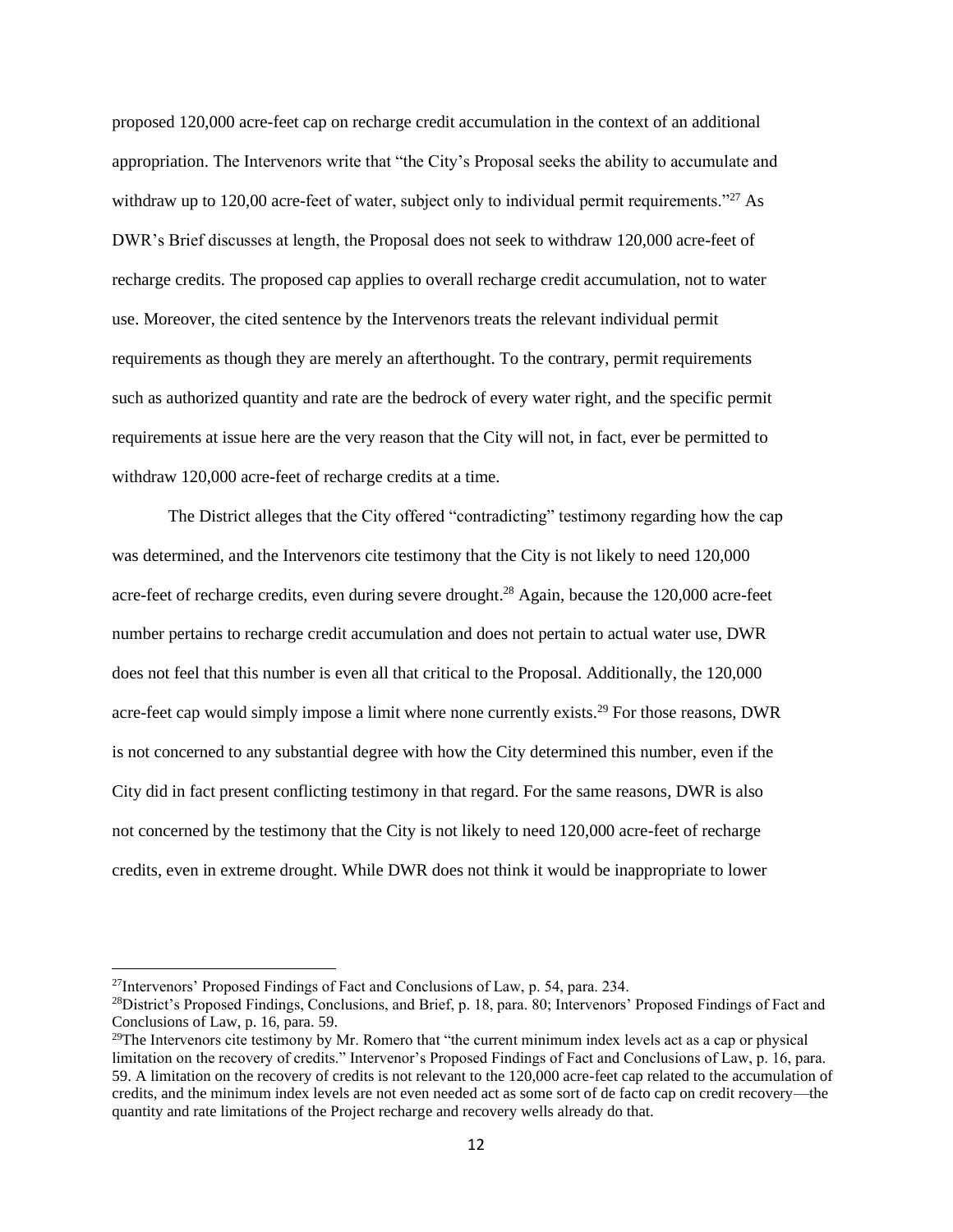proposed 120,000 acre-feet cap on recharge credit accumulation in the context of an additional appropriation. The Intervenors write that "the City's Proposal seeks the ability to accumulate and withdraw up to 120,00 acre-feet of water, subject only to individual permit requirements."[27] As DWR's Brief discusses at length, the Proposal does not seek to withdraw 120,000 acre-feet of recharge credits. The proposed cap applies to overall recharge credit accumulation, not to water use. Moreover, the cited sentence by the Intervenors treats the relevant individual permit requirements as though they are merely an afterthought. To the contrary, permit requirements such as authorized quantity and rate are the bedrock of every water right, and the specific permit requirements at issue here are the very reason that the City will not, in fact, ever be permitted to withdraw 120,000 acre-feet of recharge credits at a time.

The District alleges that the City offered "contradicting" testimony regarding how the cap was determined, and the Intervenors cite testimony that the City is not likely to need 120,000 acre-feet of recharge credits, even during severe drought.[28] Again, because the 120,000 acre-feet number pertains to recharge credit accumulation and does not pertain to actual water use, DWR does not feel that this number is even all that critical to the Proposal. Additionally, the 120,000 acre-feet cap would simply impose a limit where none currently exists.[29] For those reasons, DWR is not concerned to any substantial degree with how the City determined this number, even if the City did in fact present conflicting testimony in that regard. For the same reasons, DWR is also not concerned by the testimony that the City is not likely to need 120,000 acre-feet of recharge credits, even in extreme drought. While DWR does not think it would be inappropriate to lower

---

[27] Intervenors' Proposed Findings of Fact and Conclusions of Law, p. 54, para. 234.

[28] District's Proposed Findings, Conclusions, and Brief, p. 18, para. 80; Intervenors' Proposed Findings of Fact and Conclusions of Law, p. 16, para. 59.

[29] The Intervenors cite testimony by Mr. Romero that "the current minimum index levels act as a cap or physical limitation on the recovery of credits." Intervenor's Proposed Findings of Fact and Conclusions of Law, p. 16, para. 59. A limitation on the recovery of credits is not relevant to the 120,000 acre-feet cap related to the accumulation of credits, and the minimum index levels are not even needed act as some sort of de facto cap on credit recovery—the quantity and rate limitations of the Project recharge and recovery wells already do that.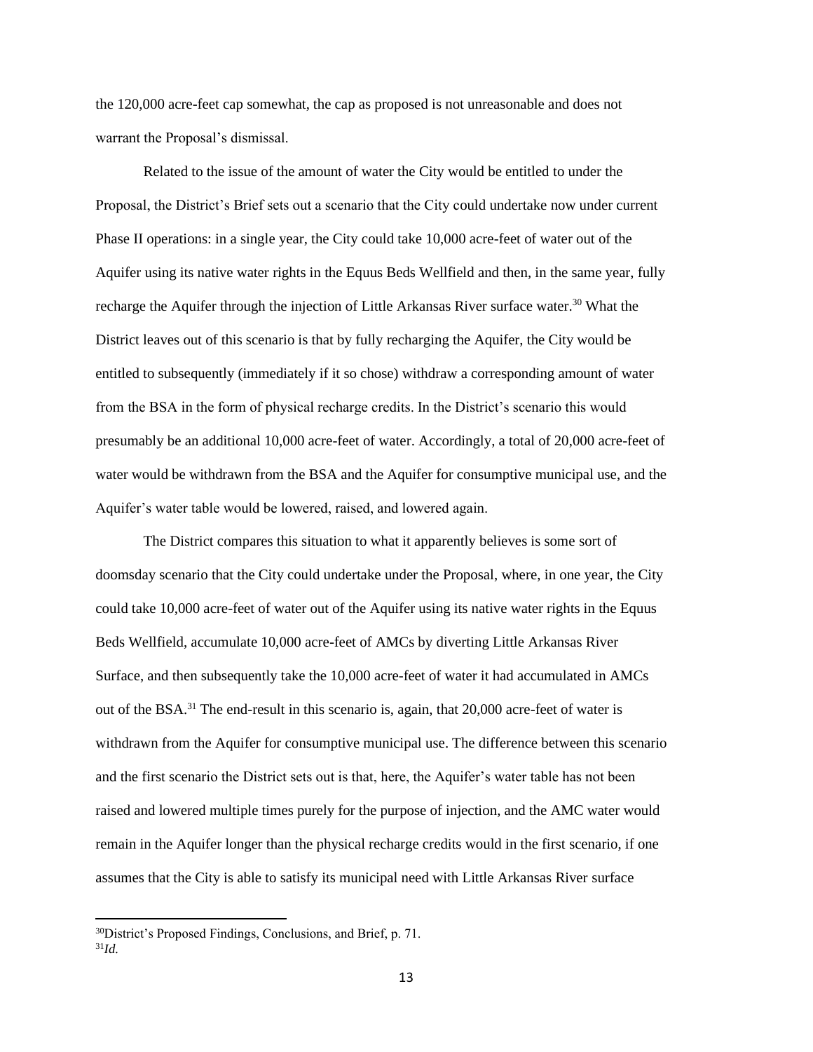the 120,000 acre-feet cap somewhat, the cap as proposed is not unreasonable and does not warrant the Proposal's dismissal.

Related to the issue of the amount of water the City would be entitled to under the Proposal, the District's Brief sets out a scenario that the City could undertake now under current Phase II operations: in a single year, the City could take 10,000 acre-feet of water out of the Aquifer using its native water rights in the Equus Beds Wellfield and then, in the same year, fully recharge the Aquifer through the injection of Little Arkansas River surface water.[30] What the District leaves out of this scenario is that by fully recharging the Aquifer, the City would be entitled to subsequently (immediately if it so chose) withdraw a corresponding amount of water from the BSA in the form of physical recharge credits. In the District's scenario this would presumably be an additional 10,000 acre-feet of water. Accordingly, a total of 20,000 acre-feet of water would be withdrawn from the BSA and the Aquifer for consumptive municipal use, and the Aquifer's water table would be lowered, raised, and lowered again.

The District compares this situation to what it apparently believes is some sort of doomsday scenario that the City could undertake under the Proposal, where, in one year, the City could take 10,000 acre-feet of water out of the Aquifer using its native water rights in the Equus Beds Wellfield, accumulate 10,000 acre-feet of AMCs by diverting Little Arkansas River Surface, and then subsequently take the 10,000 acre-feet of water it had accumulated in AMCs out of the BSA.[31] The end-result in this scenario is, again, that 20,000 acre-feet of water is withdrawn from the Aquifer for consumptive municipal use. The difference between this scenario and the first scenario the District sets out is that, here, the Aquifer's water table has not been raised and lowered multiple times purely for the purpose of injection, and the AMC water would remain in the Aquifer longer than the physical recharge credits would in the first scenario, if one assumes that the City is able to satisfy its municipal need with Little Arkansas River surface

[30] District's Proposed Findings, Conclusions, and Brief, p. 71.

[31] *Id.*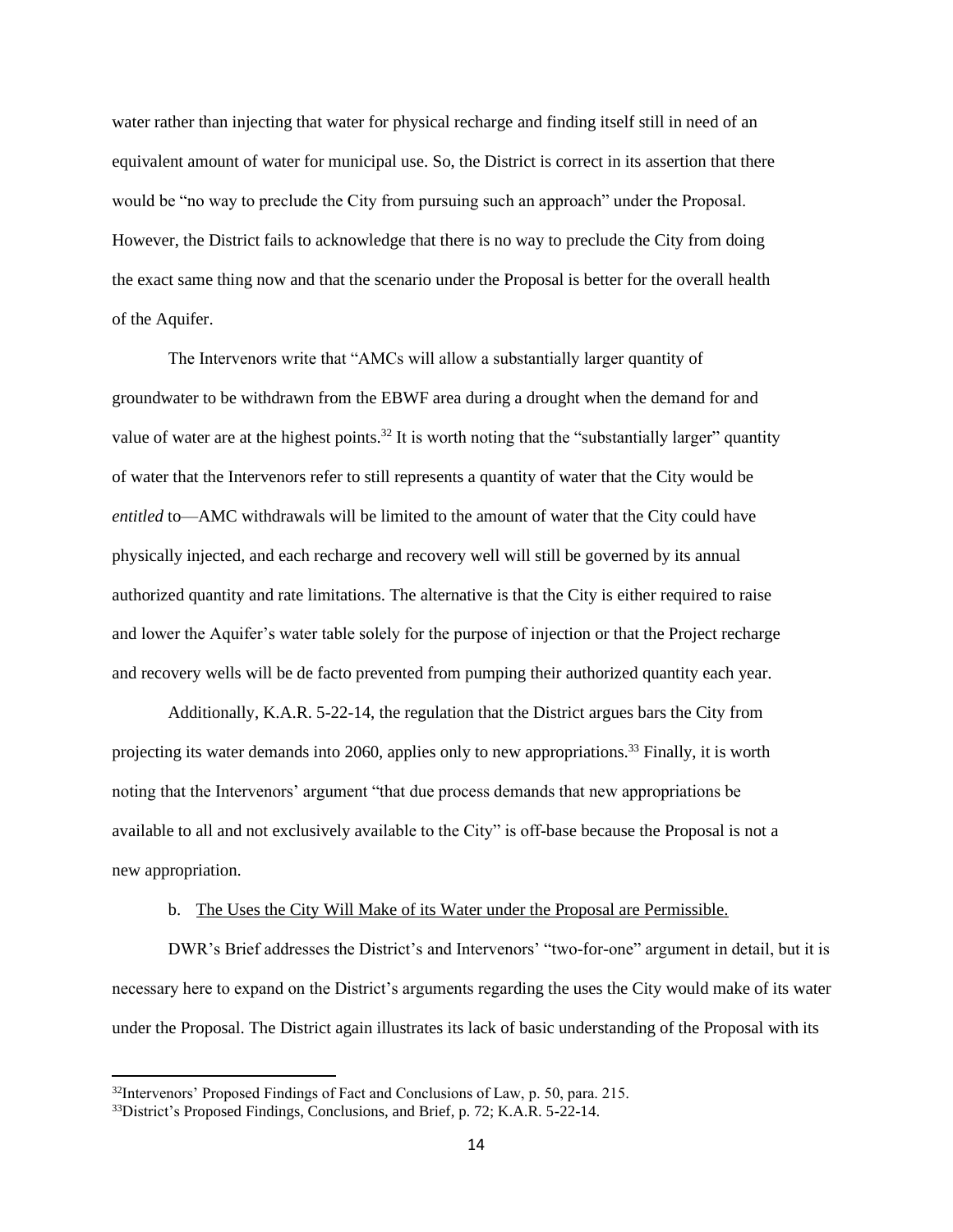water rather than injecting that water for physical recharge and finding itself still in need of an equivalent amount of water for municipal use. So, the District is correct in its assertion that there would be "no way to preclude the City from pursuing such an approach" under the Proposal. However, the District fails to acknowledge that there is no way to preclude the City from doing the exact same thing now and that the scenario under the Proposal is better for the overall health of the Aquifer.

The Intervenors write that "AMCs will allow a substantially larger quantity of groundwater to be withdrawn from the EBWF area during a drought when the demand for and value of water are at the highest points.[32] It is worth noting that the "substantially larger" quantity of water that the Intervenors refer to still represents a quantity of water that the City would be *entitled* to—AMC withdrawals will be limited to the amount of water that the City could have physically injected, and each recharge and recovery well will still be governed by its annual authorized quantity and rate limitations. The alternative is that the City is either required to raise and lower the Aquifer's water table solely for the purpose of injection or that the Project recharge and recovery wells will be de facto prevented from pumping their authorized quantity each year.

Additionally, K.A.R. 5-22-14, the regulation that the District argues bars the City from projecting its water demands into 2060, applies only to new appropriations.[33] Finally, it is worth noting that the Intervenors' argument "that due process demands that new appropriations be available to all and not exclusively available to the City" is off-base because the Proposal is not a new appropriation.

b. <u>The Uses the City Will Make of its Water under the Proposal are Permissible.</u>

DWR's Brief addresses the District's and Intervenors' "two-for-one" argument in detail, but it is necessary here to expand on the District's arguments regarding the uses the City would make of its water under the Proposal. The District again illustrates its lack of basic understanding of the Proposal with its

---

[32] Intervenors' Proposed Findings of Fact and Conclusions of Law, p. 50, para. 215.

[33] District's Proposed Findings, Conclusions, and Brief, p. 72; K.A.R. 5-22-14.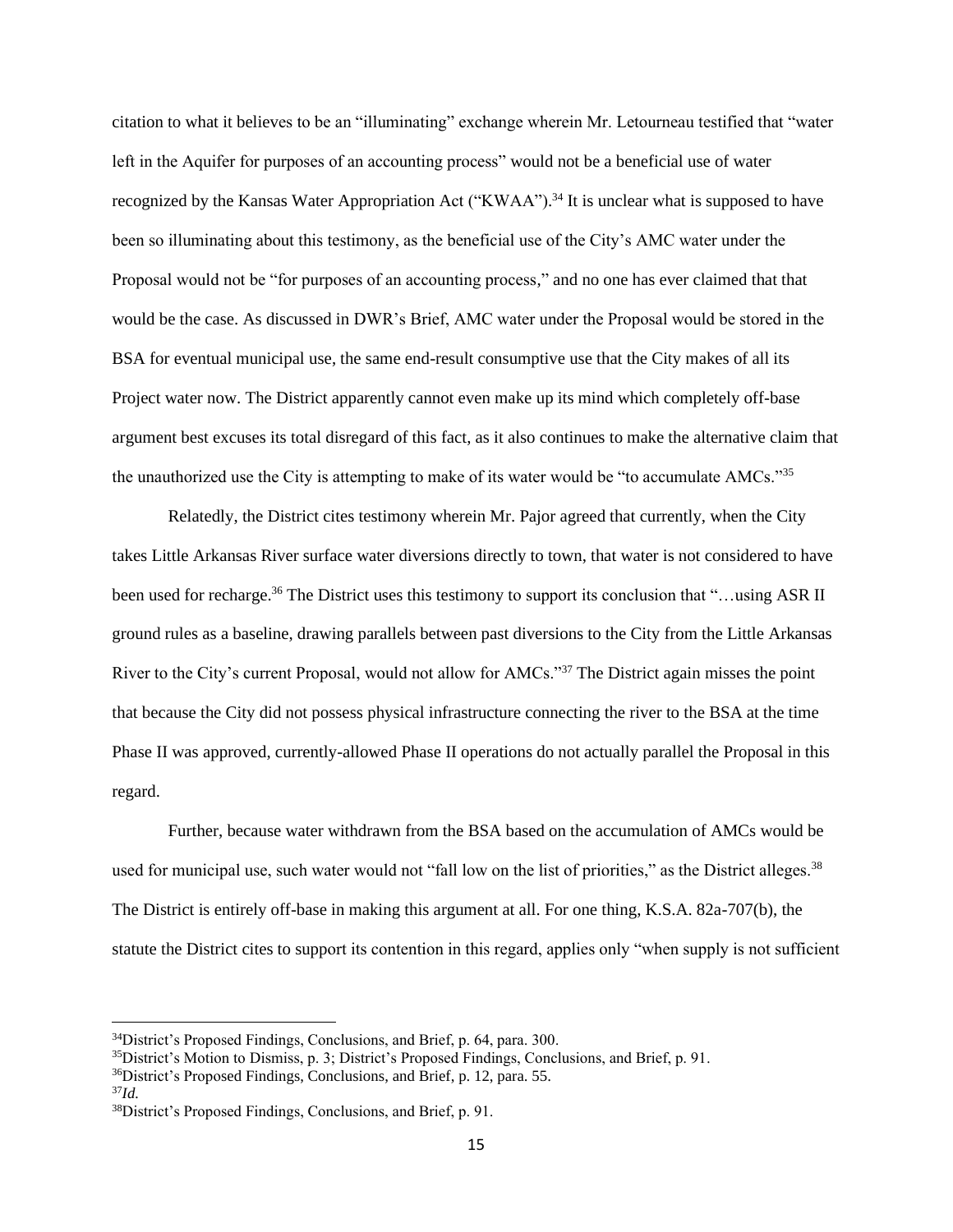citation to what it believes to be an "illuminating" exchange wherein Mr. Letourneau testified that "water left in the Aquifer for purposes of an accounting process" would not be a beneficial use of water recognized by the Kansas Water Appropriation Act ("KWAA").[34] It is unclear what is supposed to have been so illuminating about this testimony, as the beneficial use of the City's AMC water under the Proposal would not be "for purposes of an accounting process," and no one has ever claimed that that would be the case. As discussed in DWR's Brief, AMC water under the Proposal would be stored in the BSA for eventual municipal use, the same end-result consumptive use that the City makes of all its Project water now. The District apparently cannot even make up its mind which completely off-base argument best excuses its total disregard of this fact, as it also continues to make the alternative claim that the unauthorized use the City is attempting to make of its water would be "to accumulate AMCs."[35]

Relatedly, the District cites testimony wherein Mr. Pajor agreed that currently, when the City takes Little Arkansas River surface water diversions directly to town, that water is not considered to have been used for recharge.[36] The District uses this testimony to support its conclusion that "…using ASR II ground rules as a baseline, drawing parallels between past diversions to the City from the Little Arkansas River to the City's current Proposal, would not allow for AMCs."[37] The District again misses the point that because the City did not possess physical infrastructure connecting the river to the BSA at the time Phase II was approved, currently-allowed Phase II operations do not actually parallel the Proposal in this regard.

Further, because water withdrawn from the BSA based on the accumulation of AMCs would be used for municipal use, such water would not "fall low on the list of priorities," as the District alleges.[38] The District is entirely off-base in making this argument at all. For one thing, K.S.A. 82a-707(b), the statute the District cites to support its contention in this regard, applies only "when supply is not sufficient

---

[34]District's Proposed Findings, Conclusions, and Brief, p. 64, para. 300.

[35]District's Motion to Dismiss, p. 3; District's Proposed Findings, Conclusions, and Brief, p. 91.

[36]District's Proposed Findings, Conclusions, and Brief, p. 12, para. 55.

[37]*Id.*

[38]District's Proposed Findings, Conclusions, and Brief, p. 91.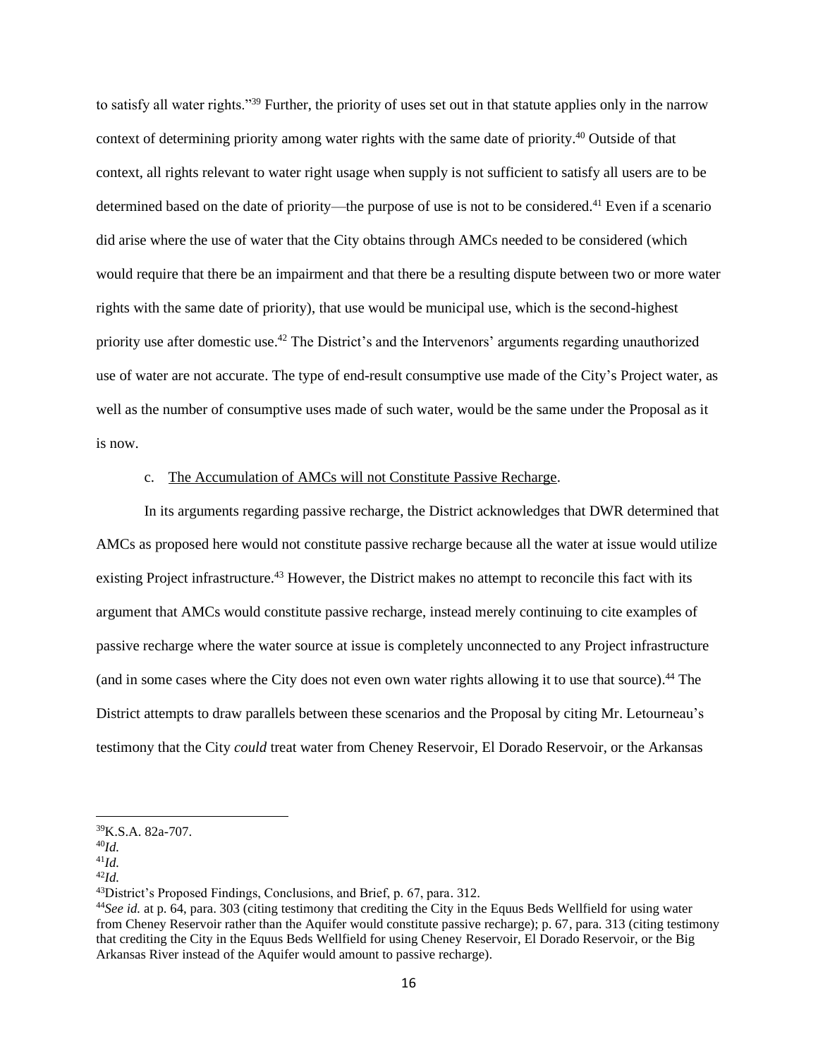to satisfy all water rights."[39] Further, the priority of uses set out in that statute applies only in the narrow context of determining priority among water rights with the same date of priority.[40] Outside of that context, all rights relevant to water right usage when supply is not sufficient to satisfy all users are to be determined based on the date of priority—the purpose of use is not to be considered.[41] Even if a scenario did arise where the use of water that the City obtains through AMCs needed to be considered (which would require that there be an impairment and that there be a resulting dispute between two or more water rights with the same date of priority), that use would be municipal use, which is the second-highest priority use after domestic use.[42] The District's and the Intervenors' arguments regarding unauthorized use of water are not accurate. The type of end-result consumptive use made of the City's Project water, as well as the number of consumptive uses made of such water, would be the same under the Proposal as it is now.

c. <u>The Accumulation of AMCs will not Constitute Passive Recharge</u>.

In its arguments regarding passive recharge, the District acknowledges that DWR determined that AMCs as proposed here would not constitute passive recharge because all the water at issue would utilize existing Project infrastructure.[43] However, the District makes no attempt to reconcile this fact with its argument that AMCs would constitute passive recharge, instead merely continuing to cite examples of passive recharge where the water source at issue is completely unconnected to any Project infrastructure (and in some cases where the City does not even own water rights allowing it to use that source).[44] The District attempts to draw parallels between these scenarios and the Proposal by citing Mr. Letourneau's testimony that the City *could* treat water from Cheney Reservoir, El Dorado Reservoir, or the Arkansas

---

[39] K.S.A. 82a-707.

[40] *Id.*

[41] *Id.*

[42] *Id.*

[43] District's Proposed Findings, Conclusions, and Brief, p. 67, para. 312.

[44] *See id.* at p. 64, para. 303 (citing testimony that crediting the City in the Equus Beds Wellfield for using water from Cheney Reservoir rather than the Aquifer would constitute passive recharge); p. 67, para. 313 (citing testimony that crediting the City in the Equus Beds Wellfield for using Cheney Reservoir, El Dorado Reservoir, or the Big Arkansas River instead of the Aquifer would amount to passive recharge).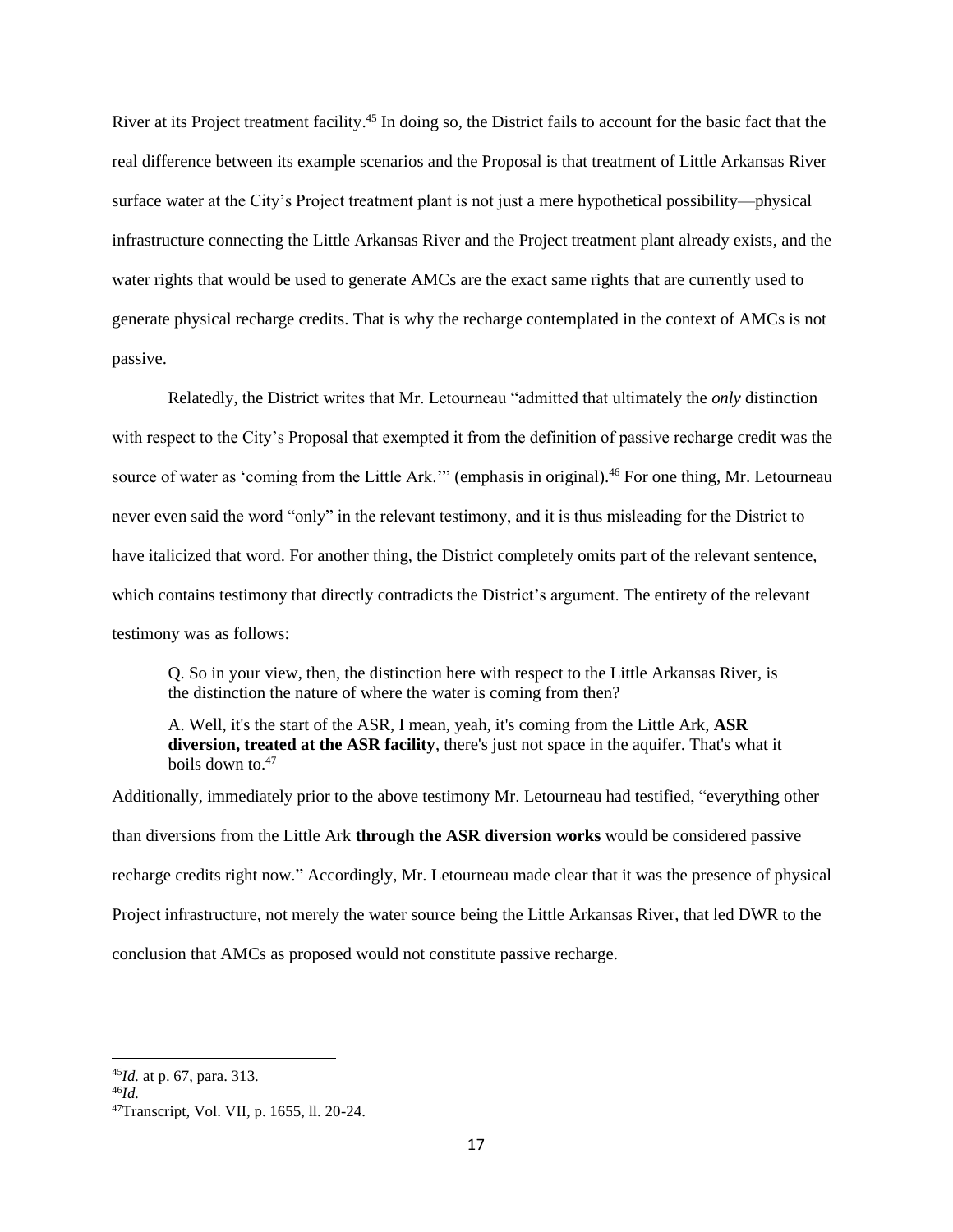River at its Project treatment facility.[45] In doing so, the District fails to account for the basic fact that the real difference between its example scenarios and the Proposal is that treatment of Little Arkansas River surface water at the City's Project treatment plant is not just a mere hypothetical possibility—physical infrastructure connecting the Little Arkansas River and the Project treatment plant already exists, and the water rights that would be used to generate AMCs are the exact same rights that are currently used to generate physical recharge credits. That is why the recharge contemplated in the context of AMCs is not passive.

Relatedly, the District writes that Mr. Letourneau "admitted that ultimately the *only* distinction with respect to the City's Proposal that exempted it from the definition of passive recharge credit was the source of water as 'coming from the Little Ark.'" (emphasis in original).[46] For one thing, Mr. Letourneau never even said the word "only" in the relevant testimony, and it is thus misleading for the District to have italicized that word. For another thing, the District completely omits part of the relevant sentence, which contains testimony that directly contradicts the District's argument. The entirety of the relevant testimony was as follows:

> Q. So in your view, then, the distinction here with respect to the Little Arkansas River, is the distinction the nature of where the water is coming from then?
>
> A. Well, it's the start of the ASR, I mean, yeah, it's coming from the Little Ark, **ASR diversion, treated at the ASR facility**, there's just not space in the aquifer. That's what it boils down to.[47]

Additionally, immediately prior to the above testimony Mr. Letourneau had testified, "everything other than diversions from the Little Ark **through the ASR diversion works** would be considered passive recharge credits right now." Accordingly, Mr. Letourneau made clear that it was the presence of physical Project infrastructure, not merely the water source being the Little Arkansas River, that led DWR to the conclusion that AMCs as proposed would not constitute passive recharge.

---

[45] *Id.* at p. 67, para. 313.

[46] *Id.*

[47] Transcript, Vol. VII, p. 1655, ll. 20-24.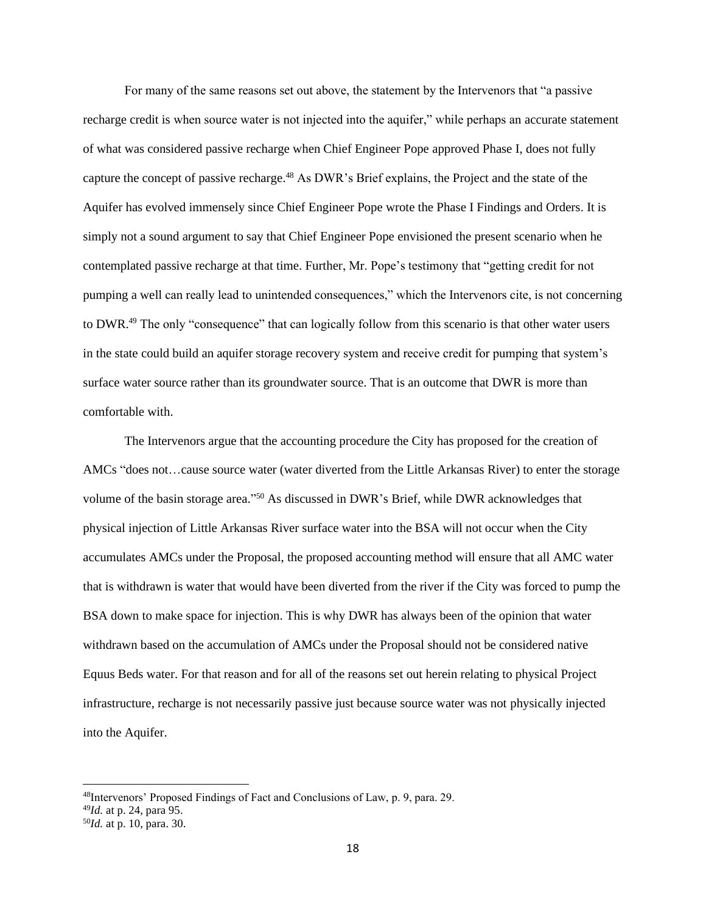For many of the same reasons set out above, the statement by the Intervenors that "a passive recharge credit is when source water is not injected into the aquifer," while perhaps an accurate statement of what was considered passive recharge when Chief Engineer Pope approved Phase I, does not fully capture the concept of passive recharge.[48] As DWR's Brief explains, the Project and the state of the Aquifer has evolved immensely since Chief Engineer Pope wrote the Phase I Findings and Orders. It is simply not a sound argument to say that Chief Engineer Pope envisioned the present scenario when he contemplated passive recharge at that time. Further, Mr. Pope's testimony that "getting credit for not pumping a well can really lead to unintended consequences," which the Intervenors cite, is not concerning to DWR.[49] The only "consequence" that can logically follow from this scenario is that other water users in the state could build an aquifer storage recovery system and receive credit for pumping that system's surface water source rather than its groundwater source. That is an outcome that DWR is more than comfortable with.

The Intervenors argue that the accounting procedure the City has proposed for the creation of AMCs "does not…cause source water (water diverted from the Little Arkansas River) to enter the storage volume of the basin storage area."[50] As discussed in DWR's Brief, while DWR acknowledges that physical injection of Little Arkansas River surface water into the BSA will not occur when the City accumulates AMCs under the Proposal, the proposed accounting method will ensure that all AMC water that is withdrawn is water that would have been diverted from the river if the City was forced to pump the BSA down to make space for injection. This is why DWR has always been of the opinion that water withdrawn based on the accumulation of AMCs under the Proposal should not be considered native Equus Beds water. For that reason and for all of the reasons set out herein relating to physical Project infrastructure, recharge is not necessarily passive just because source water was not physically injected into the Aquifer.

---

[48] Intervenors' Proposed Findings of Fact and Conclusions of Law, p. 9, para. 29.

[49] *Id.* at p. 24, para 95.

[50] *Id.* at p. 10, para. 30.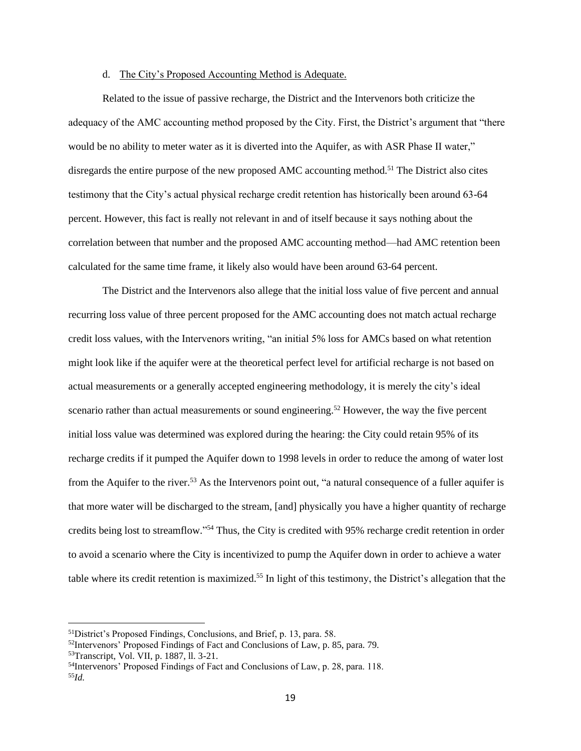d. The City's Proposed Accounting Method is Adequate.

Related to the issue of passive recharge, the District and the Intervenors both criticize the adequacy of the AMC accounting method proposed by the City. First, the District's argument that "there would be no ability to meter water as it is diverted into the Aquifer, as with ASR Phase II water," disregards the entire purpose of the new proposed AMC accounting method.[51] The District also cites testimony that the City's actual physical recharge credit retention has historically been around 63-64 percent. However, this fact is really not relevant in and of itself because it says nothing about the correlation between that number and the proposed AMC accounting method—had AMC retention been calculated for the same time frame, it likely also would have been around 63-64 percent.

The District and the Intervenors also allege that the initial loss value of five percent and annual recurring loss value of three percent proposed for the AMC accounting does not match actual recharge credit loss values, with the Intervenors writing, "an initial 5% loss for AMCs based on what retention might look like if the aquifer were at the theoretical perfect level for artificial recharge is not based on actual measurements or a generally accepted engineering methodology, it is merely the city's ideal scenario rather than actual measurements or sound engineering.[52] However, the way the five percent initial loss value was determined was explored during the hearing: the City could retain 95% of its recharge credits if it pumped the Aquifer down to 1998 levels in order to reduce the among of water lost from the Aquifer to the river.[53] As the Intervenors point out, "a natural consequence of a fuller aquifer is that more water will be discharged to the stream, [and] physically you have a higher quantity of recharge credits being lost to streamflow."[54] Thus, the City is credited with 95% recharge credit retention in order to avoid a scenario where the City is incentivized to pump the Aquifer down in order to achieve a water table where its credit retention is maximized.[55] In light of this testimony, the District's allegation that the

---

[51] District's Proposed Findings, Conclusions, and Brief, p. 13, para. 58.

[52] Intervenors' Proposed Findings of Fact and Conclusions of Law, p. 85, para. 79.

[53] Transcript, Vol. VII, p. 1887, ll. 3-21.

[54] Intervenors' Proposed Findings of Fact and Conclusions of Law, p. 28, para. 118.

[55] *Id.*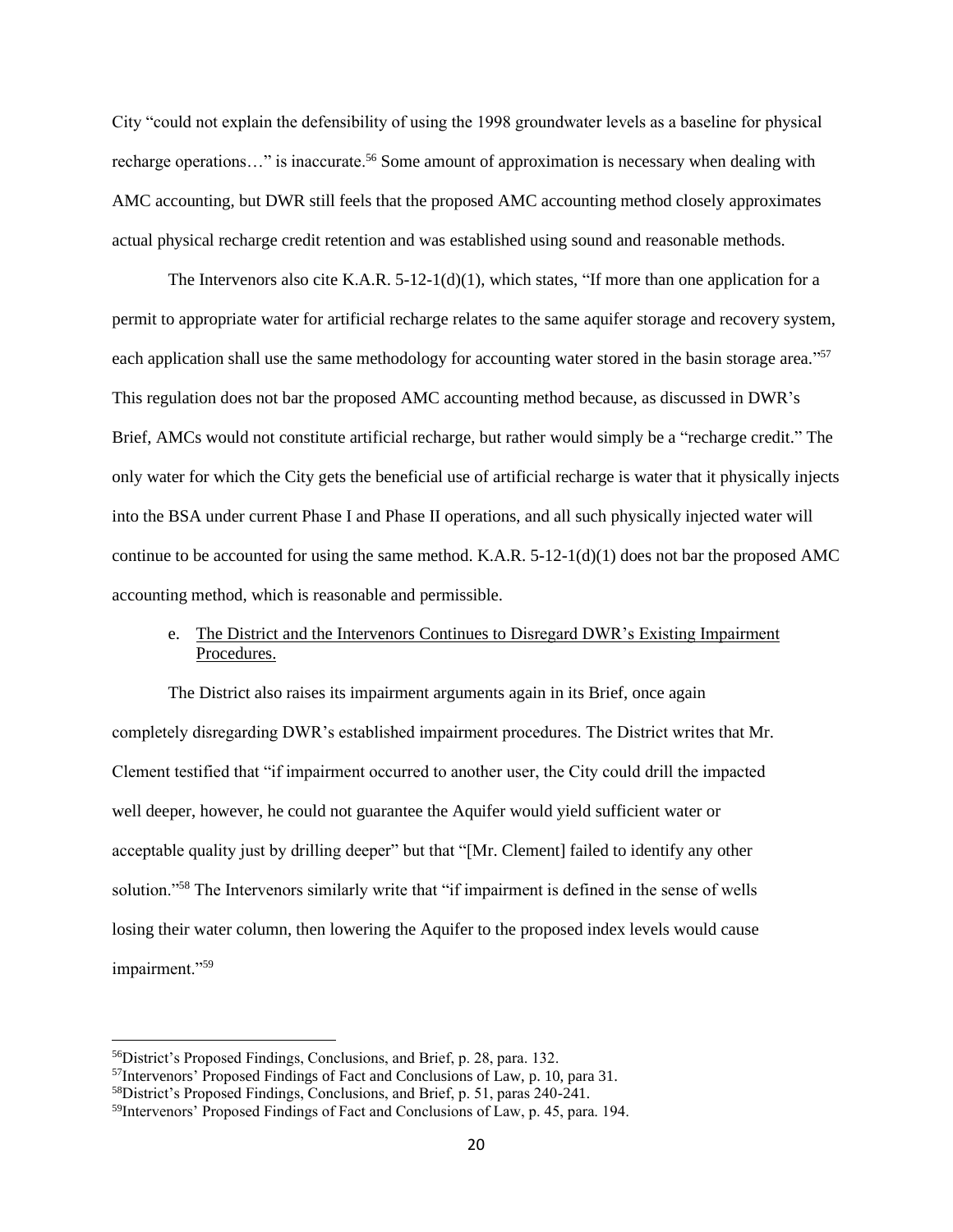City "could not explain the defensibility of using the 1998 groundwater levels as a baseline for physical recharge operations…" is inaccurate.[56] Some amount of approximation is necessary when dealing with AMC accounting, but DWR still feels that the proposed AMC accounting method closely approximates actual physical recharge credit retention and was established using sound and reasonable methods.

The Intervenors also cite K.A.R. 5-12-1(d)(1), which states, "If more than one application for a permit to appropriate water for artificial recharge relates to the same aquifer storage and recovery system, each application shall use the same methodology for accounting water stored in the basin storage area."[57] This regulation does not bar the proposed AMC accounting method because, as discussed in DWR's Brief, AMCs would not constitute artificial recharge, but rather would simply be a "recharge credit." The only water for which the City gets the beneficial use of artificial recharge is water that it physically injects into the BSA under current Phase I and Phase II operations, and all such physically injected water will continue to be accounted for using the same method. K.A.R. 5-12-1(d)(1) does not bar the proposed AMC accounting method, which is reasonable and permissible.

e. <u>The District and the Intervenors Continues to Disregard DWR's Existing Impairment Procedures.</u>

The District also raises its impairment arguments again in its Brief, once again completely disregarding DWR's established impairment procedures. The District writes that Mr. Clement testified that "if impairment occurred to another user, the City could drill the impacted well deeper, however, he could not guarantee the Aquifer would yield sufficient water or acceptable quality just by drilling deeper" but that "[Mr. Clement] failed to identify any other solution."[58] The Intervenors similarly write that "if impairment is defined in the sense of wells losing their water column, then lowering the Aquifer to the proposed index levels would cause impairment."[59]

---

[56] District's Proposed Findings, Conclusions, and Brief, p. 28, para. 132.

[57] Intervenors' Proposed Findings of Fact and Conclusions of Law, p. 10, para 31.

[58] District's Proposed Findings, Conclusions, and Brief, p. 51, paras 240-241.

[59] Intervenors' Proposed Findings of Fact and Conclusions of Law, p. 45, para. 194.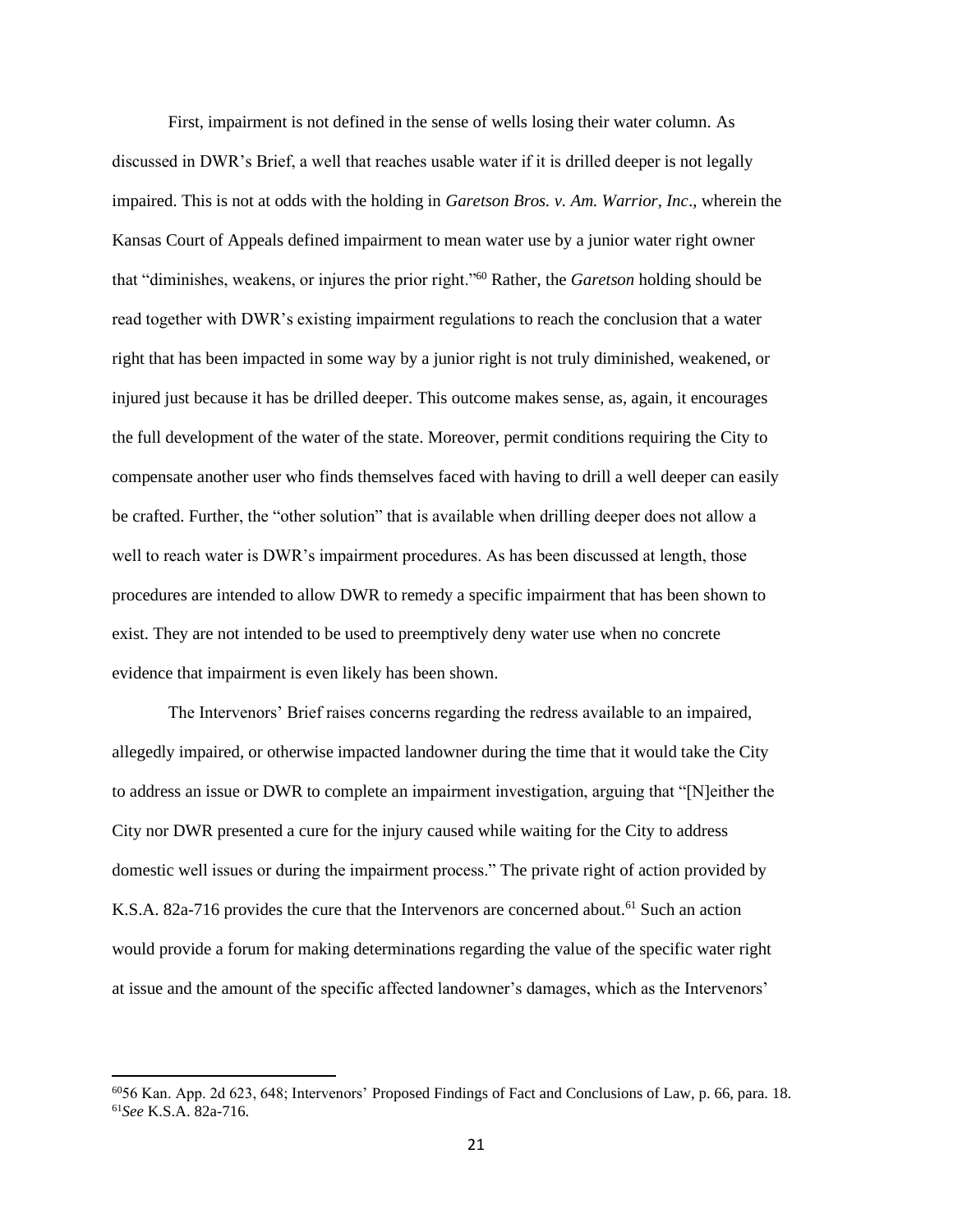First, impairment is not defined in the sense of wells losing their water column. As discussed in DWR's Brief, a well that reaches usable water if it is drilled deeper is not legally impaired. This is not at odds with the holding in *Garetson Bros. v. Am. Warrior, Inc*., wherein the Kansas Court of Appeals defined impairment to mean water use by a junior water right owner that "diminishes, weakens, or injures the prior right."[60] Rather, the *Garetson* holding should be read together with DWR's existing impairment regulations to reach the conclusion that a water right that has been impacted in some way by a junior right is not truly diminished, weakened, or injured just because it has be drilled deeper. This outcome makes sense, as, again, it encourages the full development of the water of the state. Moreover, permit conditions requiring the City to compensate another user who finds themselves faced with having to drill a well deeper can easily be crafted. Further, the "other solution" that is available when drilling deeper does not allow a well to reach water is DWR's impairment procedures. As has been discussed at length, those procedures are intended to allow DWR to remedy a specific impairment that has been shown to exist. They are not intended to be used to preemptively deny water use when no concrete evidence that impairment is even likely has been shown.

The Intervenors' Brief raises concerns regarding the redress available to an impaired, allegedly impaired, or otherwise impacted landowner during the time that it would take the City to address an issue or DWR to complete an impairment investigation, arguing that "[N]either the City nor DWR presented a cure for the injury caused while waiting for the City to address domestic well issues or during the impairment process." The private right of action provided by K.S.A. 82a-716 provides the cure that the Intervenors are concerned about.[61] Such an action would provide a forum for making determinations regarding the value of the specific water right at issue and the amount of the specific affected landowner's damages, which as the Intervenors'

---

[60] 56 Kan. App. 2d 623, 648; Intervenors' Proposed Findings of Fact and Conclusions of Law, p. 66, para. 18.
[61] *See* K.S.A. 82a-716.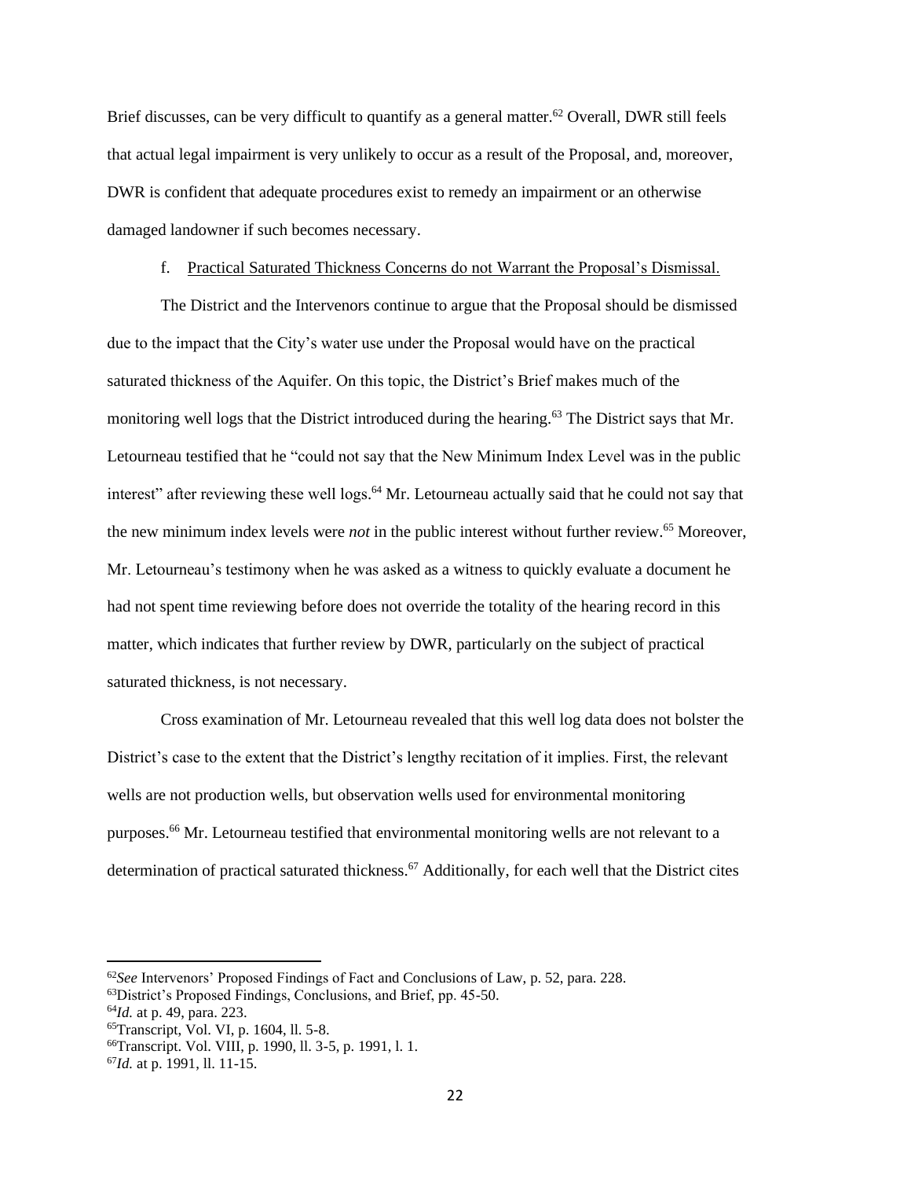Brief discusses, can be very difficult to quantify as a general matter.[62] Overall, DWR still feels that actual legal impairment is very unlikely to occur as a result of the Proposal, and, moreover, DWR is confident that adequate procedures exist to remedy an impairment or an otherwise damaged landowner if such becomes necessary.

f. Practical Saturated Thickness Concerns do not Warrant the Proposal's Dismissal.

The District and the Intervenors continue to argue that the Proposal should be dismissed due to the impact that the City's water use under the Proposal would have on the practical saturated thickness of the Aquifer. On this topic, the District's Brief makes much of the monitoring well logs that the District introduced during the hearing.[63] The District says that Mr. Letourneau testified that he "could not say that the New Minimum Index Level was in the public interest" after reviewing these well logs.[64] Mr. Letourneau actually said that he could not say that the new minimum index levels were *not* in the public interest without further review.[65] Moreover, Mr. Letourneau's testimony when he was asked as a witness to quickly evaluate a document he had not spent time reviewing before does not override the totality of the hearing record in this matter, which indicates that further review by DWR, particularly on the subject of practical saturated thickness, is not necessary.

Cross examination of Mr. Letourneau revealed that this well log data does not bolster the District's case to the extent that the District's lengthy recitation of it implies. First, the relevant wells are not production wells, but observation wells used for environmental monitoring purposes.[66] Mr. Letourneau testified that environmental monitoring wells are not relevant to a determination of practical saturated thickness.[67] Additionally, for each well that the District cites

---

[62] *See* Intervenors' Proposed Findings of Fact and Conclusions of Law, p. 52, para. 228.
[63] District's Proposed Findings, Conclusions, and Brief, pp. 45-50.
[64] *Id.* at p. 49, para. 223.
[65] Transcript, Vol. VI, p. 1604, ll. 5-8.
[66] Transcript. Vol. VIII, p. 1990, ll. 3-5, p. 1991, l. 1.
[67] *Id.* at p. 1991, ll. 11-15.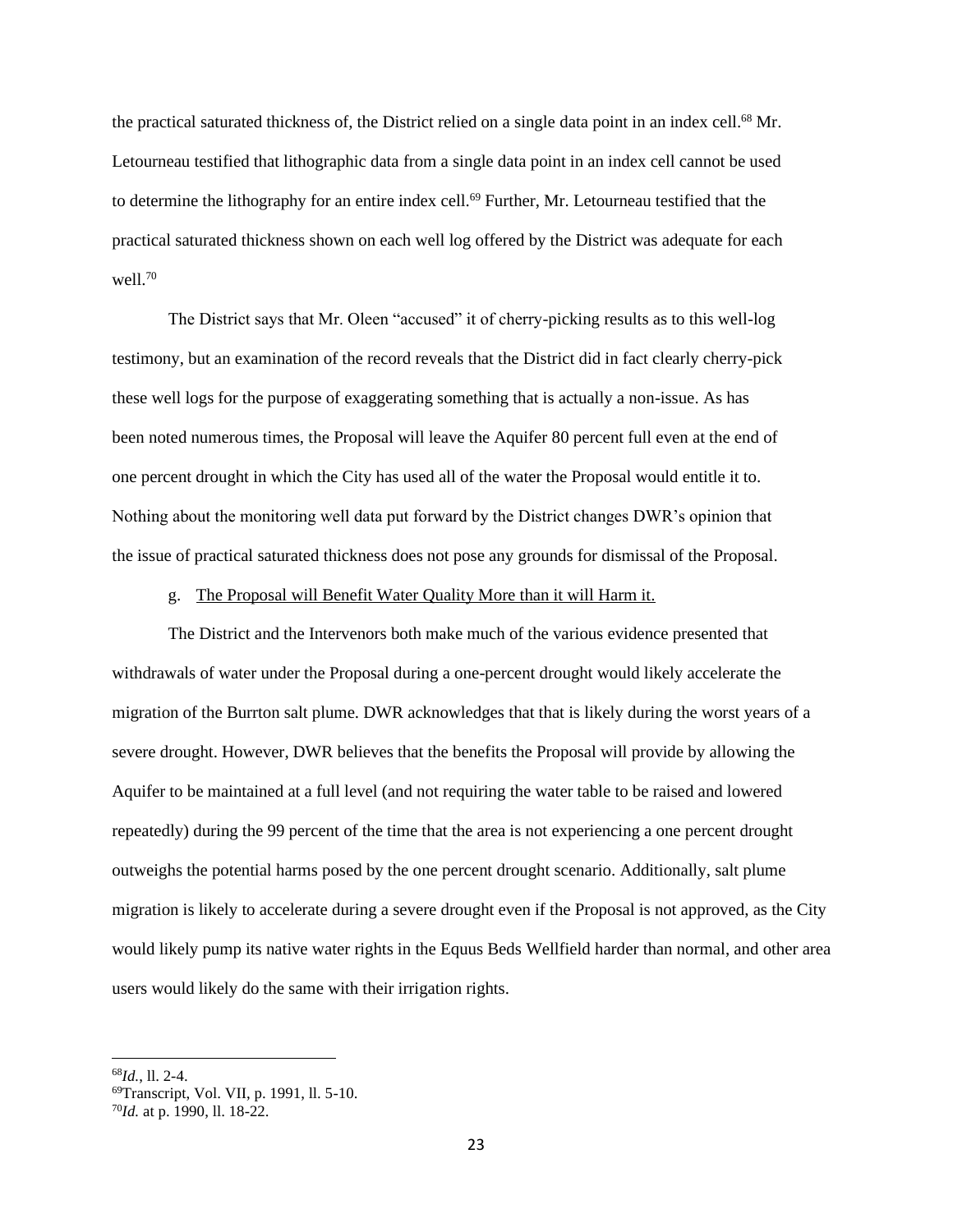the practical saturated thickness of, the District relied on a single data point in an index cell.[68] Mr. Letourneau testified that lithographic data from a single data point in an index cell cannot be used to determine the lithography for an entire index cell.[69] Further, Mr. Letourneau testified that the practical saturated thickness shown on each well log offered by the District was adequate for each well.[70]

The District says that Mr. Oleen "accused" it of cherry-picking results as to this well-log testimony, but an examination of the record reveals that the District did in fact clearly cherry-pick these well logs for the purpose of exaggerating something that is actually a non-issue. As has been noted numerous times, the Proposal will leave the Aquifer 80 percent full even at the end of one percent drought in which the City has used all of the water the Proposal would entitle it to. Nothing about the monitoring well data put forward by the District changes DWR's opinion that the issue of practical saturated thickness does not pose any grounds for dismissal of the Proposal.

g. The Proposal will Benefit Water Quality More than it will Harm it.

The District and the Intervenors both make much of the various evidence presented that withdrawals of water under the Proposal during a one-percent drought would likely accelerate the migration of the Burrton salt plume. DWR acknowledges that that is likely during the worst years of a severe drought. However, DWR believes that the benefits the Proposal will provide by allowing the Aquifer to be maintained at a full level (and not requiring the water table to be raised and lowered repeatedly) during the 99 percent of the time that the area is not experiencing a one percent drought outweighs the potential harms posed by the one percent drought scenario. Additionally, salt plume migration is likely to accelerate during a severe drought even if the Proposal is not approved, as the City would likely pump its native water rights in the Equus Beds Wellfield harder than normal, and other area users would likely do the same with their irrigation rights.

---

[68] *Id.*, ll. 2-4.

[69] Transcript, Vol. VII, p. 1991, ll. 5-10.

[70] *Id.* at p. 1990, ll. 18-22.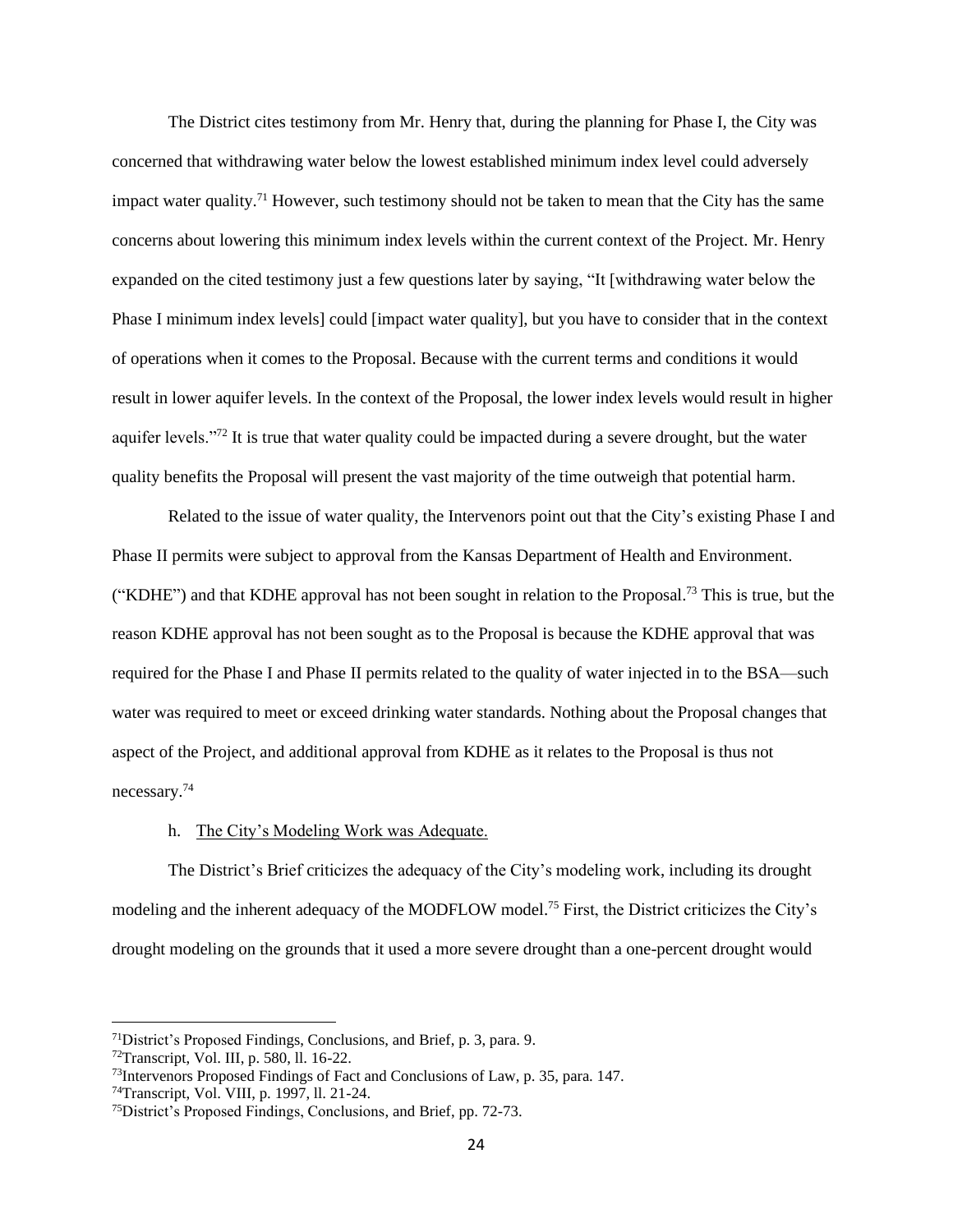The District cites testimony from Mr. Henry that, during the planning for Phase I, the City was concerned that withdrawing water below the lowest established minimum index level could adversely impact water quality.[71] However, such testimony should not be taken to mean that the City has the same concerns about lowering this minimum index levels within the current context of the Project. Mr. Henry expanded on the cited testimony just a few questions later by saying, "It [withdrawing water below the Phase I minimum index levels] could [impact water quality], but you have to consider that in the context of operations when it comes to the Proposal. Because with the current terms and conditions it would result in lower aquifer levels. In the context of the Proposal, the lower index levels would result in higher aquifer levels."[72] It is true that water quality could be impacted during a severe drought, but the water quality benefits the Proposal will present the vast majority of the time outweigh that potential harm.

Related to the issue of water quality, the Intervenors point out that the City's existing Phase I and Phase II permits were subject to approval from the Kansas Department of Health and Environment. ("KDHE") and that KDHE approval has not been sought in relation to the Proposal.[73] This is true, but the reason KDHE approval has not been sought as to the Proposal is because the KDHE approval that was required for the Phase I and Phase II permits related to the quality of water injected in to the BSA—such water was required to meet or exceed drinking water standards. Nothing about the Proposal changes that aspect of the Project, and additional approval from KDHE as it relates to the Proposal is thus not necessary.[74]

h. <u>The City's Modeling Work was Adequate.</u>

The District's Brief criticizes the adequacy of the City's modeling work, including its drought modeling and the inherent adequacy of the MODFLOW model.[75] First, the District criticizes the City's drought modeling on the grounds that it used a more severe drought than a one-percent drought would

---

[71] District's Proposed Findings, Conclusions, and Brief, p. 3, para. 9.
[72] Transcript, Vol. III, p. 580, ll. 16-22.
[73] Intervenors Proposed Findings of Fact and Conclusions of Law, p. 35, para. 147.
[74] Transcript, Vol. VIII, p. 1997, ll. 21-24.
[75] District's Proposed Findings, Conclusions, and Brief, pp. 72-73.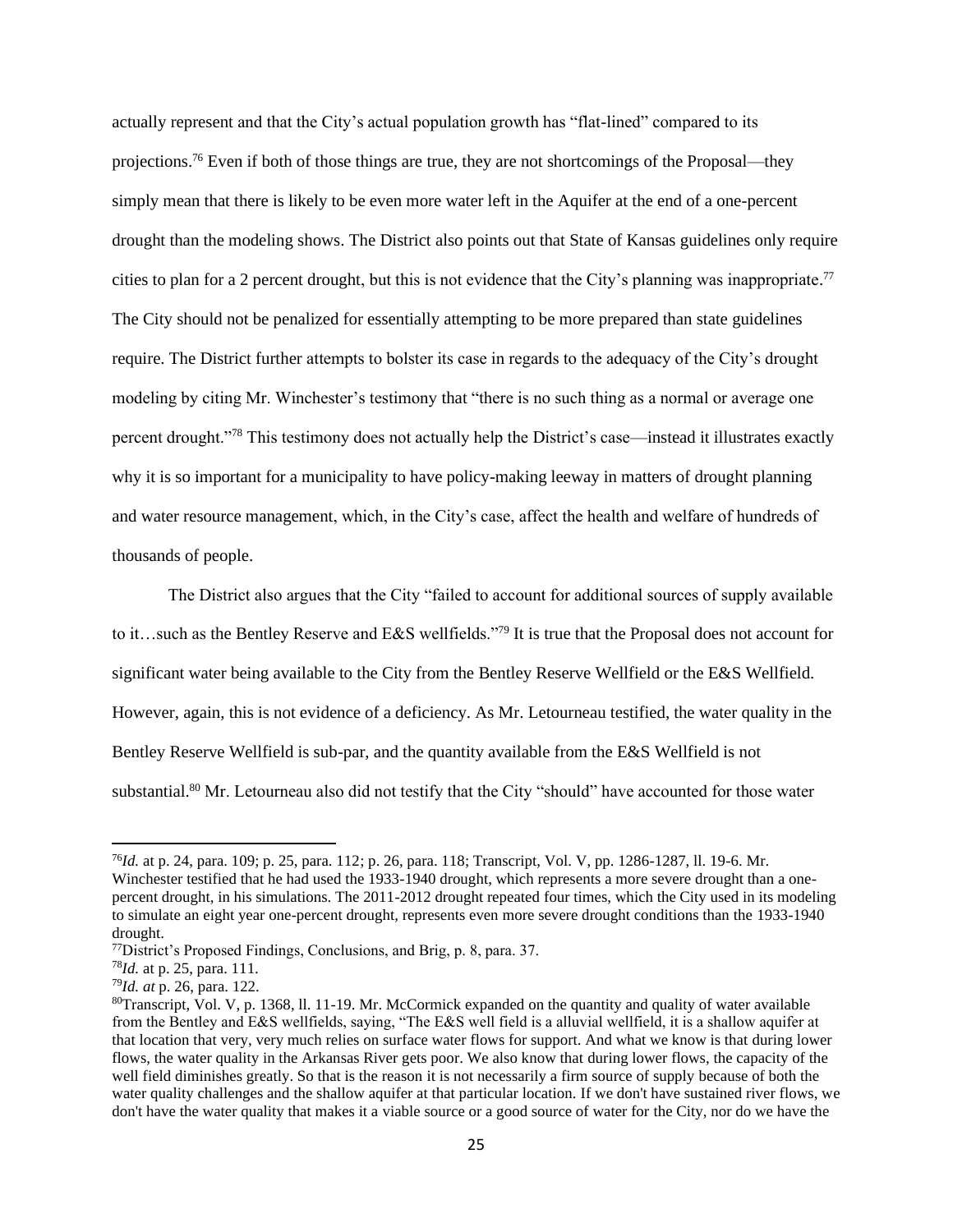actually represent and that the City's actual population growth has "flat-lined" compared to its projections.[76] Even if both of those things are true, they are not shortcomings of the Proposal—they simply mean that there is likely to be even more water left in the Aquifer at the end of a one-percent drought than the modeling shows. The District also points out that State of Kansas guidelines only require cities to plan for a 2 percent drought, but this is not evidence that the City's planning was inappropriate.[77] The City should not be penalized for essentially attempting to be more prepared than state guidelines require. The District further attempts to bolster its case in regards to the adequacy of the City's drought modeling by citing Mr. Winchester's testimony that "there is no such thing as a normal or average one percent drought."[78] This testimony does not actually help the District's case—instead it illustrates exactly why it is so important for a municipality to have policy-making leeway in matters of drought planning and water resource management, which, in the City's case, affect the health and welfare of hundreds of thousands of people.

The District also argues that the City "failed to account for additional sources of supply available to it…such as the Bentley Reserve and E&S wellfields."[79] It is true that the Proposal does not account for significant water being available to the City from the Bentley Reserve Wellfield or the E&S Wellfield. However, again, this is not evidence of a deficiency. As Mr. Letourneau testified, the water quality in the Bentley Reserve Wellfield is sub-par, and the quantity available from the E&S Wellfield is not substantial.[80] Mr. Letourneau also did not testify that the City "should" have accounted for those water

---

[76] *Id.* at p. 24, para. 109; p. 25, para. 112; p. 26, para. 118; Transcript, Vol. V, pp. 1286-1287, ll. 19-6. Mr. Winchester testified that he had used the 1933-1940 drought, which represents a more severe drought than a one-percent drought, in his simulations. The 2011-2012 drought repeated four times, which the City used in its modeling to simulate an eight year one-percent drought, represents even more severe drought conditions than the 1933-1940 drought.

[77] District's Proposed Findings, Conclusions, and Brig, p. 8, para. 37.

[78] *Id.* at p. 25, para. 111.

[79] *Id. at* p. 26, para. 122.

[80] Transcript, Vol. V, p. 1368, ll. 11-19. Mr. McCormick expanded on the quantity and quality of water available from the Bentley and E&S wellfields, saying, "The E&S well field is a alluvial wellfield, it is a shallow aquifer at that location that very, very much relies on surface water flows for support. And what we know is that during lower flows, the water quality in the Arkansas River gets poor. We also know that during lower flows, the capacity of the well field diminishes greatly. So that is the reason it is not necessarily a firm source of supply because of both the water quality challenges and the shallow aquifer at that particular location. If we don't have sustained river flows, we don't have the water quality that makes it a viable source or a good source of water for the City, nor do we have the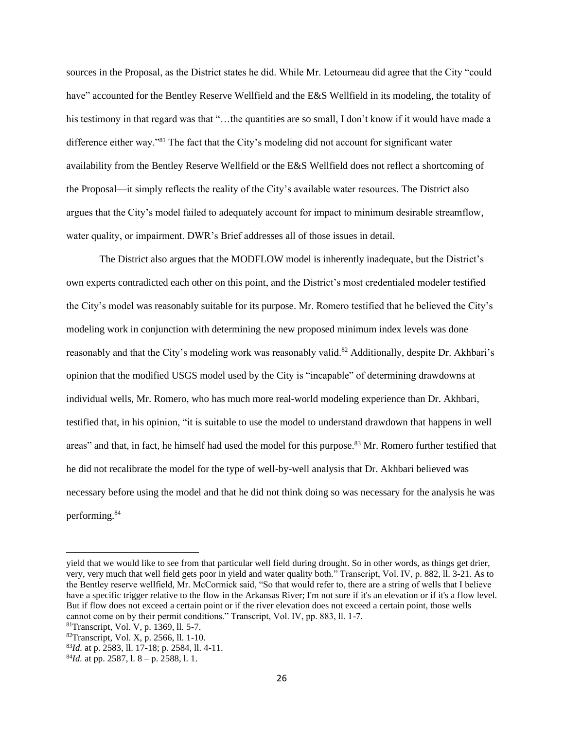sources in the Proposal, as the District states he did. While Mr. Letourneau did agree that the City "could have" accounted for the Bentley Reserve Wellfield and the E&S Wellfield in its modeling, the totality of his testimony in that regard was that "…the quantities are so small, I don't know if it would have made a difference either way."[81] The fact that the City's modeling did not account for significant water availability from the Bentley Reserve Wellfield or the E&S Wellfield does not reflect a shortcoming of the Proposal—it simply reflects the reality of the City's available water resources. The District also argues that the City's model failed to adequately account for impact to minimum desirable streamflow, water quality, or impairment. DWR's Brief addresses all of those issues in detail.

The District also argues that the MODFLOW model is inherently inadequate, but the District's own experts contradicted each other on this point, and the District's most credentialed modeler testified the City's model was reasonably suitable for its purpose. Mr. Romero testified that he believed the City's modeling work in conjunction with determining the new proposed minimum index levels was done reasonably and that the City's modeling work was reasonably valid.[82] Additionally, despite Dr. Akhbari's opinion that the modified USGS model used by the City is "incapable" of determining drawdowns at individual wells, Mr. Romero, who has much more real-world modeling experience than Dr. Akhbari, testified that, in his opinion, "it is suitable to use the model to understand drawdown that happens in well areas" and that, in fact, he himself had used the model for this purpose.[83] Mr. Romero further testified that he did not recalibrate the model for the type of well-by-well analysis that Dr. Akhbari believed was necessary before using the model and that he did not think doing so was necessary for the analysis he was performing.[84]

---

yield that we would like to see from that particular well field during drought. So in other words, as things get drier, very, very much that well field gets poor in yield and water quality both." Transcript, Vol. IV, p. 882, ll. 3-21. As to the Bentley reserve wellfield, Mr. McCormick said, "So that would refer to, there are a string of wells that I believe have a specific trigger relative to the flow in the Arkansas River; I'm not sure if it's an elevation or if it's a flow level. But if flow does not exceed a certain point or if the river elevation does not exceed a certain point, those wells cannot come on by their permit conditions." Transcript, Vol. IV, pp. 883, ll. 1-7.

[81] Transcript, Vol. V, p. 1369, ll. 5-7.

[82] Transcript, Vol. X, p. 2566, ll. 1-10.

[83] *Id.* at p. 2583, ll. 17-18; p. 2584, ll. 4-11.

[84] *Id.* at pp. 2587, l. 8 – p. 2588, l. 1.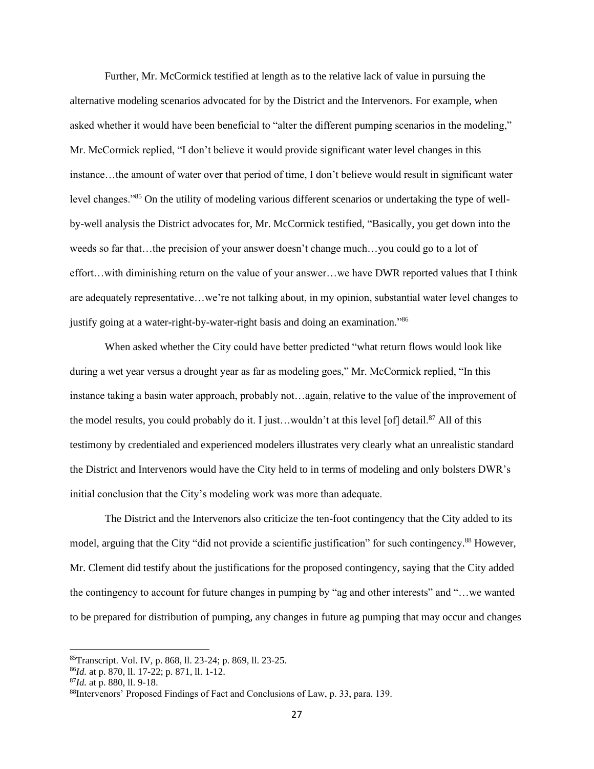Further, Mr. McCormick testified at length as to the relative lack of value in pursuing the alternative modeling scenarios advocated for by the District and the Intervenors. For example, when asked whether it would have been beneficial to "alter the different pumping scenarios in the modeling," Mr. McCormick replied, "I don't believe it would provide significant water level changes in this instance…the amount of water over that period of time, I don't believe would result in significant water level changes."[85] On the utility of modeling various different scenarios or undertaking the type of well-by-well analysis the District advocates for, Mr. McCormick testified, "Basically, you get down into the weeds so far that…the precision of your answer doesn't change much…you could go to a lot of effort…with diminishing return on the value of your answer…we have DWR reported values that I think are adequately representative…we're not talking about, in my opinion, substantial water level changes to justify going at a water-right-by-water-right basis and doing an examination."[86]

When asked whether the City could have better predicted "what return flows would look like during a wet year versus a drought year as far as modeling goes," Mr. McCormick replied, "In this instance taking a basin water approach, probably not…again, relative to the value of the improvement of the model results, you could probably do it. I just…wouldn't at this level [of] detail.[87] All of this testimony by credentialed and experienced modelers illustrates very clearly what an unrealistic standard the District and Intervenors would have the City held to in terms of modeling and only bolsters DWR's initial conclusion that the City's modeling work was more than adequate.

The District and the Intervenors also criticize the ten-foot contingency that the City added to its model, arguing that the City "did not provide a scientific justification" for such contingency.[88] However, Mr. Clement did testify about the justifications for the proposed contingency, saying that the City added the contingency to account for future changes in pumping by "ag and other interests" and "…we wanted to be prepared for distribution of pumping, any changes in future ag pumping that may occur and changes

---

[85] Transcript. Vol. IV, p. 868, ll. 23-24; p. 869, ll. 23-25.

[86] *Id.* at p. 870, ll. 17-22; p. 871, ll. 1-12.

[87] *Id.* at p. 880, ll. 9-18.

[88] Intervenors' Proposed Findings of Fact and Conclusions of Law, p. 33, para. 139.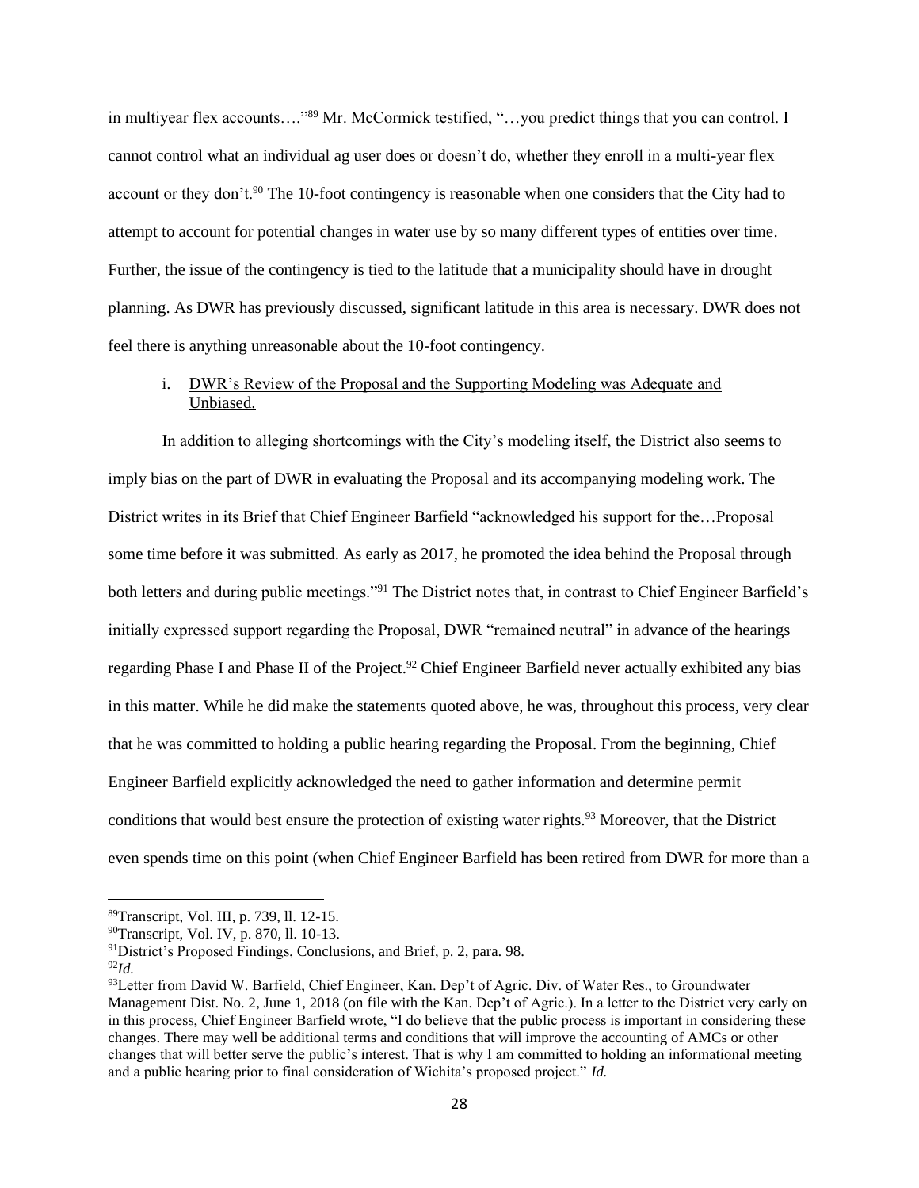in multiyear flex accounts…."[89] Mr. McCormick testified, "…you predict things that you can control. I cannot control what an individual ag user does or doesn't do, whether they enroll in a multi-year flex account or they don't.[90] The 10-foot contingency is reasonable when one considers that the City had to attempt to account for potential changes in water use by so many different types of entities over time. Further, the issue of the contingency is tied to the latitude that a municipality should have in drought planning. As DWR has previously discussed, significant latitude in this area is necessary. DWR does not feel there is anything unreasonable about the 10-foot contingency.

i. <u>DWR's Review of the Proposal and the Supporting Modeling was Adequate and Unbiased.</u>

In addition to alleging shortcomings with the City's modeling itself, the District also seems to imply bias on the part of DWR in evaluating the Proposal and its accompanying modeling work. The District writes in its Brief that Chief Engineer Barfield "acknowledged his support for the…Proposal some time before it was submitted. As early as 2017, he promoted the idea behind the Proposal through both letters and during public meetings."[91] The District notes that, in contrast to Chief Engineer Barfield's initially expressed support regarding the Proposal, DWR "remained neutral" in advance of the hearings regarding Phase I and Phase II of the Project.[92] Chief Engineer Barfield never actually exhibited any bias in this matter. While he did make the statements quoted above, he was, throughout this process, very clear that he was committed to holding a public hearing regarding the Proposal. From the beginning, Chief Engineer Barfield explicitly acknowledged the need to gather information and determine permit conditions that would best ensure the protection of existing water rights.[93] Moreover, that the District even spends time on this point (when Chief Engineer Barfield has been retired from DWR for more than a

---

[89] Transcript, Vol. III, p. 739, ll. 12-15.

[90] Transcript, Vol. IV, p. 870, ll. 10-13.

[91] District's Proposed Findings, Conclusions, and Brief, p. 2, para. 98.

[92] *Id.*

[93] Letter from David W. Barfield, Chief Engineer, Kan. Dep't of Agric. Div. of Water Res., to Groundwater Management Dist. No. 2, June 1, 2018 (on file with the Kan. Dep't of Agric.). In a letter to the District very early on in this process, Chief Engineer Barfield wrote, "I do believe that the public process is important in considering these changes. There may well be additional terms and conditions that will improve the accounting of AMCs or other changes that will better serve the public's interest. That is why I am committed to holding an informational meeting and a public hearing prior to final consideration of Wichita's proposed project." *Id.*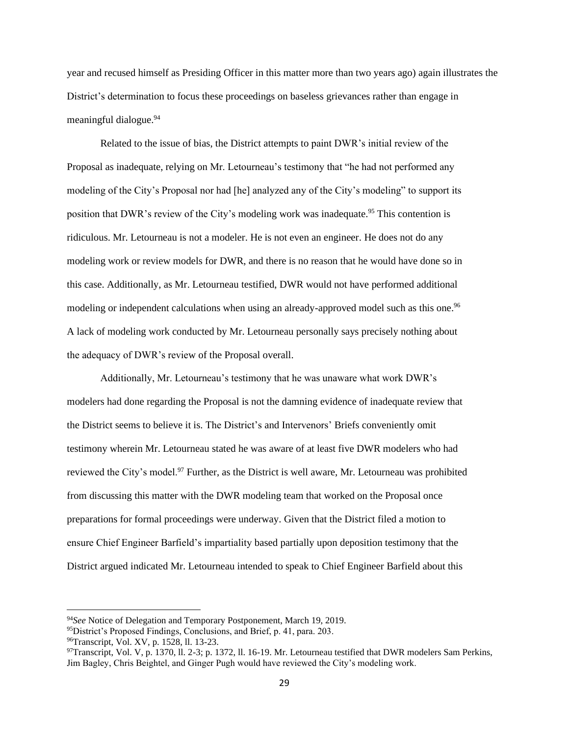year and recused himself as Presiding Officer in this matter more than two years ago) again illustrates the District's determination to focus these proceedings on baseless grievances rather than engage in meaningful dialogue.[94]

Related to the issue of bias, the District attempts to paint DWR's initial review of the Proposal as inadequate, relying on Mr. Letourneau's testimony that "he had not performed any modeling of the City's Proposal nor had [he] analyzed any of the City's modeling" to support its position that DWR's review of the City's modeling work was inadequate.[95] This contention is ridiculous. Mr. Letourneau is not a modeler. He is not even an engineer. He does not do any modeling work or review models for DWR, and there is no reason that he would have done so in this case. Additionally, as Mr. Letourneau testified, DWR would not have performed additional modeling or independent calculations when using an already-approved model such as this one.[96] A lack of modeling work conducted by Mr. Letourneau personally says precisely nothing about the adequacy of DWR's review of the Proposal overall.

Additionally, Mr. Letourneau's testimony that he was unaware what work DWR's modelers had done regarding the Proposal is not the damning evidence of inadequate review that the District seems to believe it is. The District's and Intervenors' Briefs conveniently omit testimony wherein Mr. Letourneau stated he was aware of at least five DWR modelers who had reviewed the City's model.[97] Further, as the District is well aware, Mr. Letourneau was prohibited from discussing this matter with the DWR modeling team that worked on the Proposal once preparations for formal proceedings were underway. Given that the District filed a motion to ensure Chief Engineer Barfield's impartiality based partially upon deposition testimony that the District argued indicated Mr. Letourneau intended to speak to Chief Engineer Barfield about this

---

[94]*See* Notice of Delegation and Temporary Postponement, March 19, 2019.

[95]District's Proposed Findings, Conclusions, and Brief, p. 41, para. 203.

[96]Transcript, Vol. XV, p. 1528, ll. 13-23.

[97]Transcript, Vol. V, p. 1370, ll. 2-3; p. 1372, ll. 16-19. Mr. Letourneau testified that DWR modelers Sam Perkins, Jim Bagley, Chris Beightel, and Ginger Pugh would have reviewed the City's modeling work.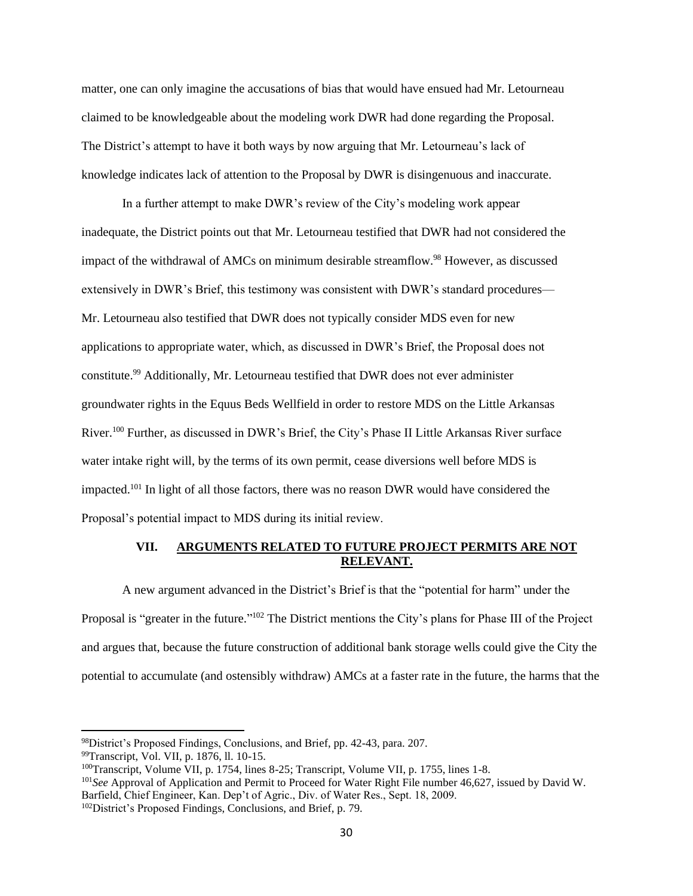matter, one can only imagine the accusations of bias that would have ensued had Mr. Letourneau claimed to be knowledgeable about the modeling work DWR had done regarding the Proposal. The District's attempt to have it both ways by now arguing that Mr. Letourneau's lack of knowledge indicates lack of attention to the Proposal by DWR is disingenuous and inaccurate.

In a further attempt to make DWR's review of the City's modeling work appear inadequate, the District points out that Mr. Letourneau testified that DWR had not considered the impact of the withdrawal of AMCs on minimum desirable streamflow.[98] However, as discussed extensively in DWR's Brief, this testimony was consistent with DWR's standard procedures—Mr. Letourneau also testified that DWR does not typically consider MDS even for new applications to appropriate water, which, as discussed in DWR's Brief, the Proposal does not constitute.[99] Additionally, Mr. Letourneau testified that DWR does not ever administer groundwater rights in the Equus Beds Wellfield in order to restore MDS on the Little Arkansas River.[100] Further, as discussed in DWR's Brief, the City's Phase II Little Arkansas River surface water intake right will, by the terms of its own permit, cease diversions well before MDS is impacted.[101] In light of all those factors, there was no reason DWR would have considered the Proposal's potential impact to MDS during its initial review.

## VII. ARGUMENTS RELATED TO FUTURE PROJECT PERMITS ARE NOT RELEVANT.

A new argument advanced in the District's Brief is that the "potential for harm" under the Proposal is "greater in the future."[102] The District mentions the City's plans for Phase III of the Project and argues that, because the future construction of additional bank storage wells could give the City the potential to accumulate (and ostensibly withdraw) AMCs at a faster rate in the future, the harms that the

---

[98] District's Proposed Findings, Conclusions, and Brief, pp. 42-43, para. 207.

[99] Transcript, Vol. VII, p. 1876, ll. 10-15.

[100] Transcript, Volume VII, p. 1754, lines 8-25; Transcript, Volume VII, p. 1755, lines 1-8.

[101] *See* Approval of Application and Permit to Proceed for Water Right File number 46,627, issued by David W. Barfield, Chief Engineer, Kan. Dep't of Agric., Div. of Water Res., Sept. 18, 2009.

[102] District's Proposed Findings, Conclusions, and Brief, p. 79.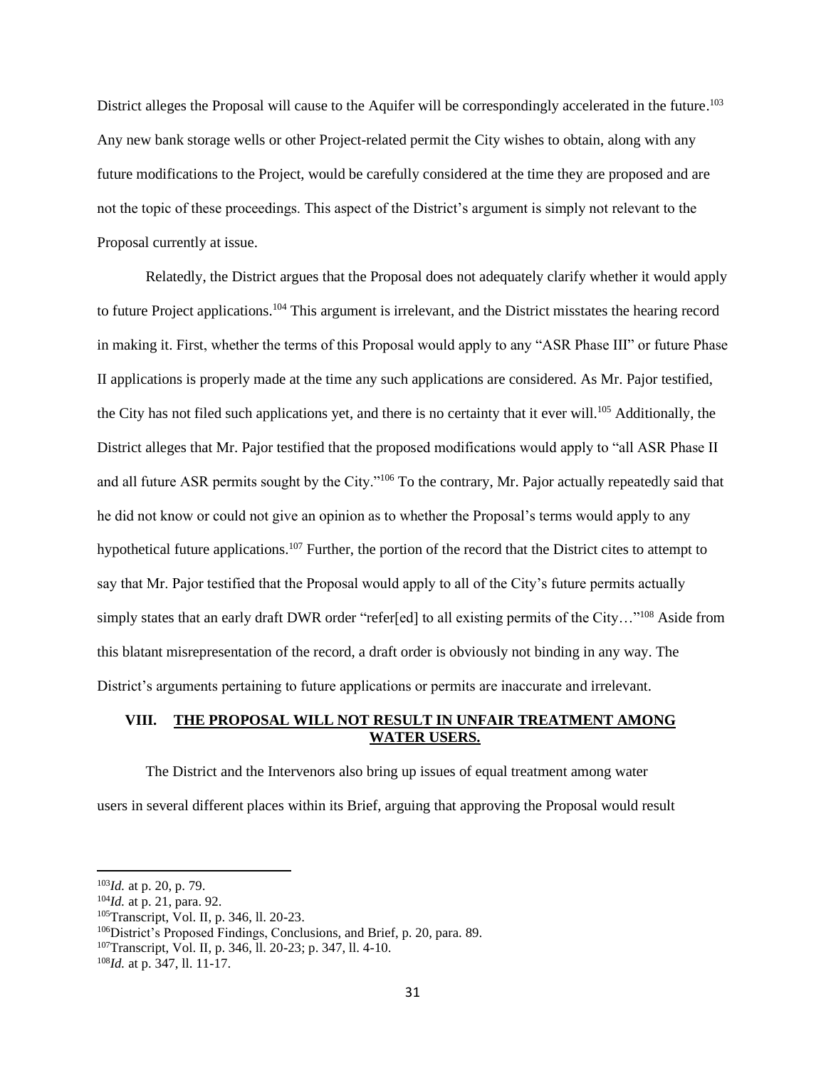District alleges the Proposal will cause to the Aquifer will be correspondingly accelerated in the future.[103] Any new bank storage wells or other Project-related permit the City wishes to obtain, along with any future modifications to the Project, would be carefully considered at the time they are proposed and are not the topic of these proceedings. This aspect of the District's argument is simply not relevant to the Proposal currently at issue.

Relatedly, the District argues that the Proposal does not adequately clarify whether it would apply to future Project applications.[104] This argument is irrelevant, and the District misstates the hearing record in making it. First, whether the terms of this Proposal would apply to any "ASR Phase III" or future Phase II applications is properly made at the time any such applications are considered. As Mr. Pajor testified, the City has not filed such applications yet, and there is no certainty that it ever will.[105] Additionally, the District alleges that Mr. Pajor testified that the proposed modifications would apply to "all ASR Phase II and all future ASR permits sought by the City."[106] To the contrary, Mr. Pajor actually repeatedly said that he did not know or could not give an opinion as to whether the Proposal's terms would apply to any hypothetical future applications.[107] Further, the portion of the record that the District cites to attempt to say that Mr. Pajor testified that the Proposal would apply to all of the City's future permits actually simply states that an early draft DWR order "refer[ed] to all existing permits of the City…"[108] Aside from this blatant misrepresentation of the record, a draft order is obviously not binding in any way. The District's arguments pertaining to future applications or permits are inaccurate and irrelevant.

## VIII. THE PROPOSAL WILL NOT RESULT IN UNFAIR TREATMENT AMONG WATER USERS.

The District and the Intervenors also bring up issues of equal treatment among water users in several different places within its Brief, arguing that approving the Proposal would result

---

[103] *Id.* at p. 20, p. 79.

[104] *Id.* at p. 21, para. 92.

[105] Transcript, Vol. II, p. 346, ll. 20-23.

[106] District's Proposed Findings, Conclusions, and Brief, p. 20, para. 89.

[107] Transcript, Vol. II, p. 346, ll. 20-23; p. 347, ll. 4-10.

[108] *Id.* at p. 347, ll. 11-17.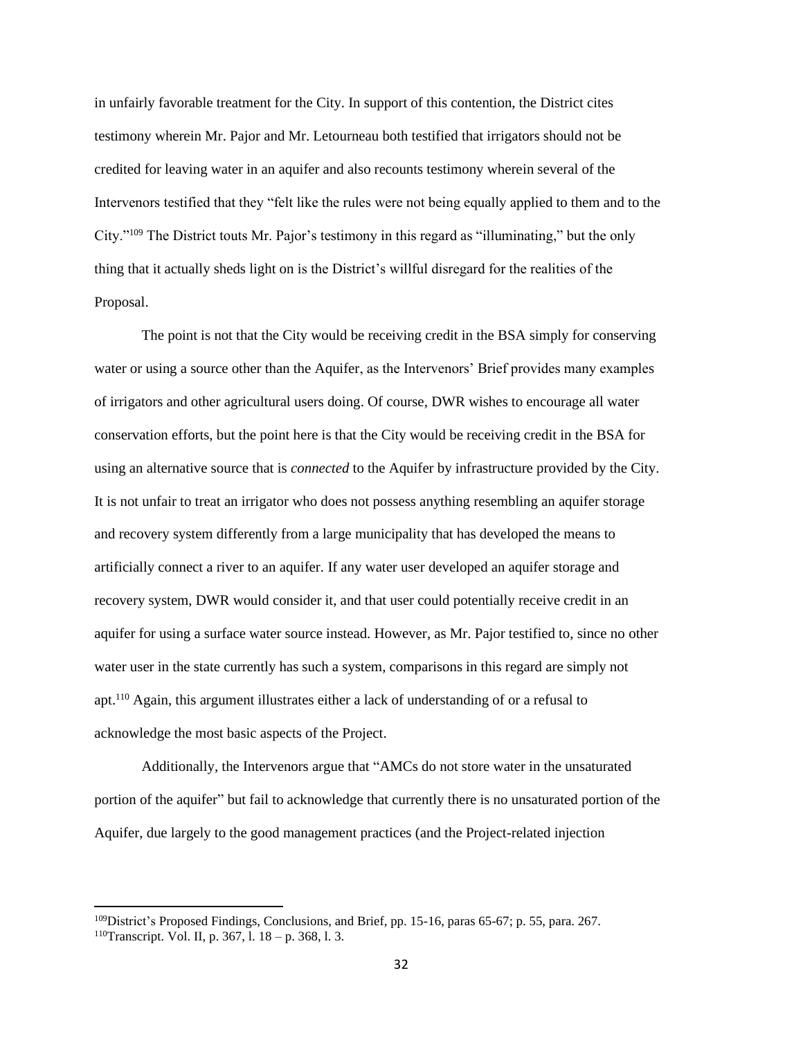in unfairly favorable treatment for the City. In support of this contention, the District cites testimony wherein Mr. Pajor and Mr. Letourneau both testified that irrigators should not be credited for leaving water in an aquifer and also recounts testimony wherein several of the Intervenors testified that they "felt like the rules were not being equally applied to them and to the City."[109] The District touts Mr. Pajor's testimony in this regard as "illuminating," but the only thing that it actually sheds light on is the District's willful disregard for the realities of the Proposal.

The point is not that the City would be receiving credit in the BSA simply for conserving water or using a source other than the Aquifer, as the Intervenors' Brief provides many examples of irrigators and other agricultural users doing. Of course, DWR wishes to encourage all water conservation efforts, but the point here is that the City would be receiving credit in the BSA for using an alternative source that is *connected* to the Aquifer by infrastructure provided by the City. It is not unfair to treat an irrigator who does not possess anything resembling an aquifer storage and recovery system differently from a large municipality that has developed the means to artificially connect a river to an aquifer. If any water user developed an aquifer storage and recovery system, DWR would consider it, and that user could potentially receive credit in an aquifer for using a surface water source instead. However, as Mr. Pajor testified to, since no other water user in the state currently has such a system, comparisons in this regard are simply not apt.[110] Again, this argument illustrates either a lack of understanding of or a refusal to acknowledge the most basic aspects of the Project.

Additionally, the Intervenors argue that "AMCs do not store water in the unsaturated portion of the aquifer" but fail to acknowledge that currently there is no unsaturated portion of the Aquifer, due largely to the good management practices (and the Project-related injection

---

[109] District's Proposed Findings, Conclusions, and Brief, pp. 15-16, paras 65-67; p. 55, para. 267.

[110] Transcript. Vol. II, p. 367, l. 18 – p. 368, l. 3.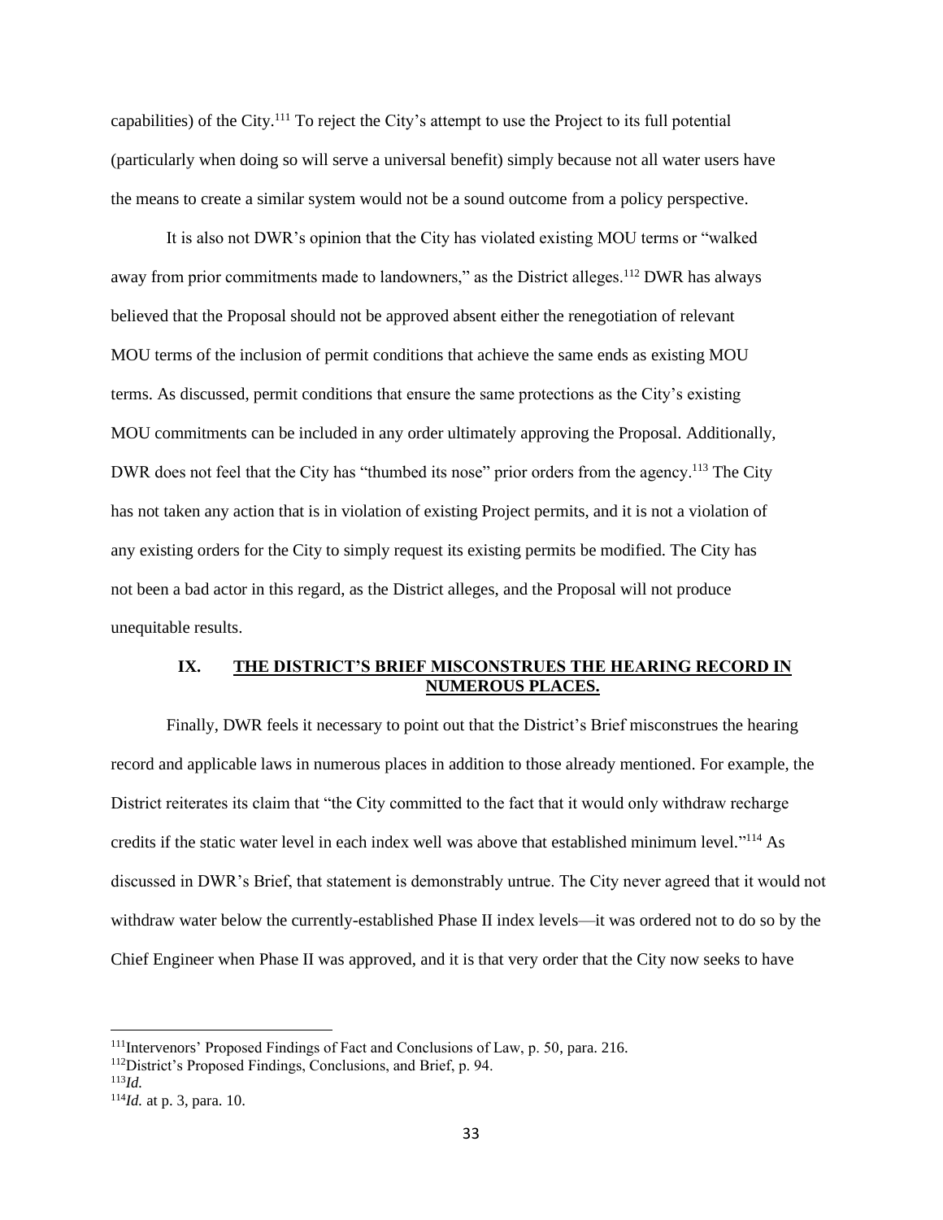capabilities) of the City.[111] To reject the City's attempt to use the Project to its full potential (particularly when doing so will serve a universal benefit) simply because not all water users have the means to create a similar system would not be a sound outcome from a policy perspective.

It is also not DWR's opinion that the City has violated existing MOU terms or "walked away from prior commitments made to landowners," as the District alleges.[112] DWR has always believed that the Proposal should not be approved absent either the renegotiation of relevant MOU terms of the inclusion of permit conditions that achieve the same ends as existing MOU terms. As discussed, permit conditions that ensure the same protections as the City's existing MOU commitments can be included in any order ultimately approving the Proposal. Additionally, DWR does not feel that the City has "thumbed its nose" prior orders from the agency.[113] The City has not taken any action that is in violation of existing Project permits, and it is not a violation of any existing orders for the City to simply request its existing permits be modified. The City has not been a bad actor in this regard, as the District alleges, and the Proposal will not produce unequitable results.

## IX. THE DISTRICT'S BRIEF MISCONSTRUES THE HEARING RECORD IN NUMEROUS PLACES.

Finally, DWR feels it necessary to point out that the District's Brief misconstrues the hearing record and applicable laws in numerous places in addition to those already mentioned. For example, the District reiterates its claim that "the City committed to the fact that it would only withdraw recharge credits if the static water level in each index well was above that established minimum level."[114] As discussed in DWR's Brief, that statement is demonstrably untrue. The City never agreed that it would not withdraw water below the currently-established Phase II index levels—it was ordered not to do so by the Chief Engineer when Phase II was approved, and it is that very order that the City now seeks to have

---

[111] Intervenors' Proposed Findings of Fact and Conclusions of Law, p. 50, para. 216.

[112] District's Proposed Findings, Conclusions, and Brief, p. 94.

[113] *Id.*

[114] *Id.* at p. 3, para. 10.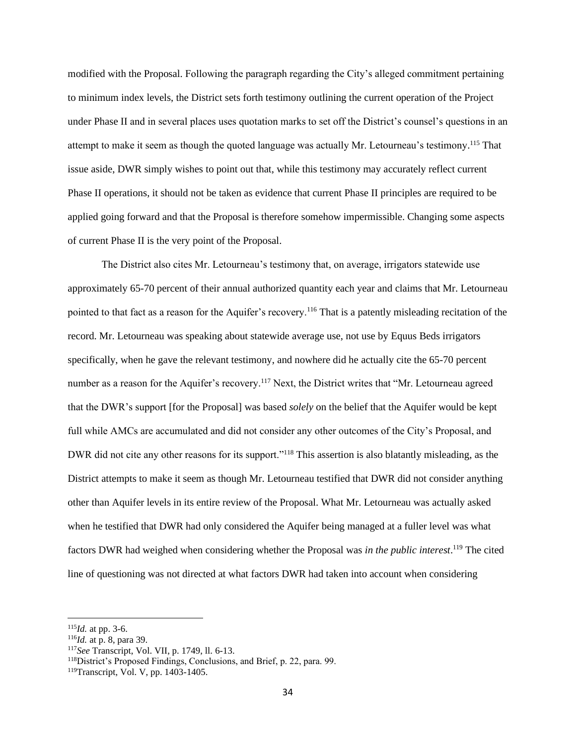modified with the Proposal. Following the paragraph regarding the City's alleged commitment pertaining to minimum index levels, the District sets forth testimony outlining the current operation of the Project under Phase II and in several places uses quotation marks to set off the District's counsel's questions in an attempt to make it seem as though the quoted language was actually Mr. Letourneau's testimony.[115] That issue aside, DWR simply wishes to point out that, while this testimony may accurately reflect current Phase II operations, it should not be taken as evidence that current Phase II principles are required to be applied going forward and that the Proposal is therefore somehow impermissible. Changing some aspects of current Phase II is the very point of the Proposal.

The District also cites Mr. Letourneau's testimony that, on average, irrigators statewide use approximately 65-70 percent of their annual authorized quantity each year and claims that Mr. Letourneau pointed to that fact as a reason for the Aquifer's recovery.[116] That is a patently misleading recitation of the record. Mr. Letourneau was speaking about statewide average use, not use by Equus Beds irrigators specifically, when he gave the relevant testimony, and nowhere did he actually cite the 65-70 percent number as a reason for the Aquifer's recovery.[117] Next, the District writes that "Mr. Letourneau agreed that the DWR's support [for the Proposal] was based *solely* on the belief that the Aquifer would be kept full while AMCs are accumulated and did not consider any other outcomes of the City's Proposal, and DWR did not cite any other reasons for its support."[118] This assertion is also blatantly misleading, as the District attempts to make it seem as though Mr. Letourneau testified that DWR did not consider anything other than Aquifer levels in its entire review of the Proposal. What Mr. Letourneau was actually asked when he testified that DWR had only considered the Aquifer being managed at a fuller level was what factors DWR had weighed when considering whether the Proposal was *in the public interest*.[119] The cited line of questioning was not directed at what factors DWR had taken into account when considering

---

[115] *Id.* at pp. 3-6.

[116] *Id.* at p. 8, para 39.

[117] *See* Transcript, Vol. VII, p. 1749, ll. 6-13.

[118] District's Proposed Findings, Conclusions, and Brief, p. 22, para. 99.

[119] Transcript, Vol. V, pp. 1403-1405.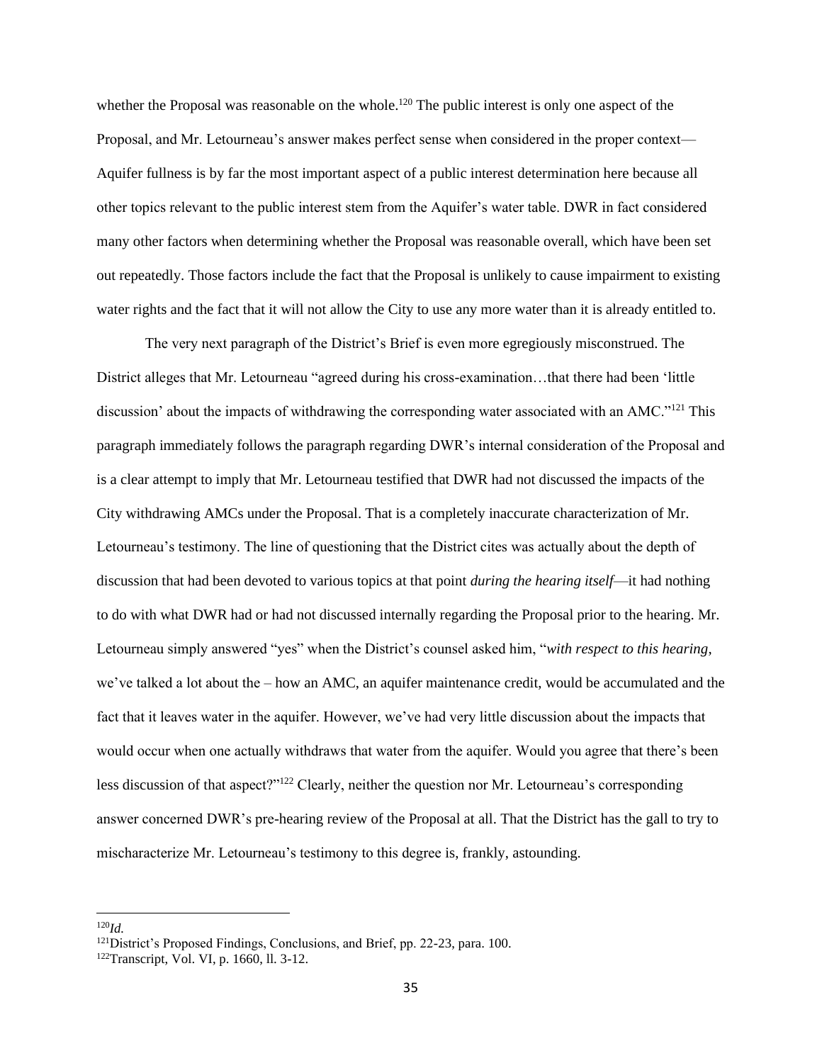whether the Proposal was reasonable on the whole.[120] The public interest is only one aspect of the Proposal, and Mr. Letourneau's answer makes perfect sense when considered in the proper context—Aquifer fullness is by far the most important aspect of a public interest determination here because all other topics relevant to the public interest stem from the Aquifer's water table. DWR in fact considered many other factors when determining whether the Proposal was reasonable overall, which have been set out repeatedly. Those factors include the fact that the Proposal is unlikely to cause impairment to existing water rights and the fact that it will not allow the City to use any more water than it is already entitled to.

The very next paragraph of the District's Brief is even more egregiously misconstrued. The District alleges that Mr. Letourneau "agreed during his cross-examination…that there had been 'little discussion' about the impacts of withdrawing the corresponding water associated with an AMC."[121] This paragraph immediately follows the paragraph regarding DWR's internal consideration of the Proposal and is a clear attempt to imply that Mr. Letourneau testified that DWR had not discussed the impacts of the City withdrawing AMCs under the Proposal. That is a completely inaccurate characterization of Mr. Letourneau's testimony. The line of questioning that the District cites was actually about the depth of discussion that had been devoted to various topics at that point *during the hearing itself*—it had nothing to do with what DWR had or had not discussed internally regarding the Proposal prior to the hearing. Mr. Letourneau simply answered "yes" when the District's counsel asked him, "*with respect to this hearing*, we've talked a lot about the – how an AMC, an aquifer maintenance credit, would be accumulated and the fact that it leaves water in the aquifer. However, we've had very little discussion about the impacts that would occur when one actually withdraws that water from the aquifer. Would you agree that there's been less discussion of that aspect?"[122] Clearly, neither the question nor Mr. Letourneau's corresponding answer concerned DWR's pre-hearing review of the Proposal at all. That the District has the gall to try to mischaracterize Mr. Letourneau's testimony to this degree is, frankly, astounding.

---

[120] *Id.*

[121] District's Proposed Findings, Conclusions, and Brief, pp. 22-23, para. 100.

[122] Transcript, Vol. VI, p. 1660, ll. 3-12.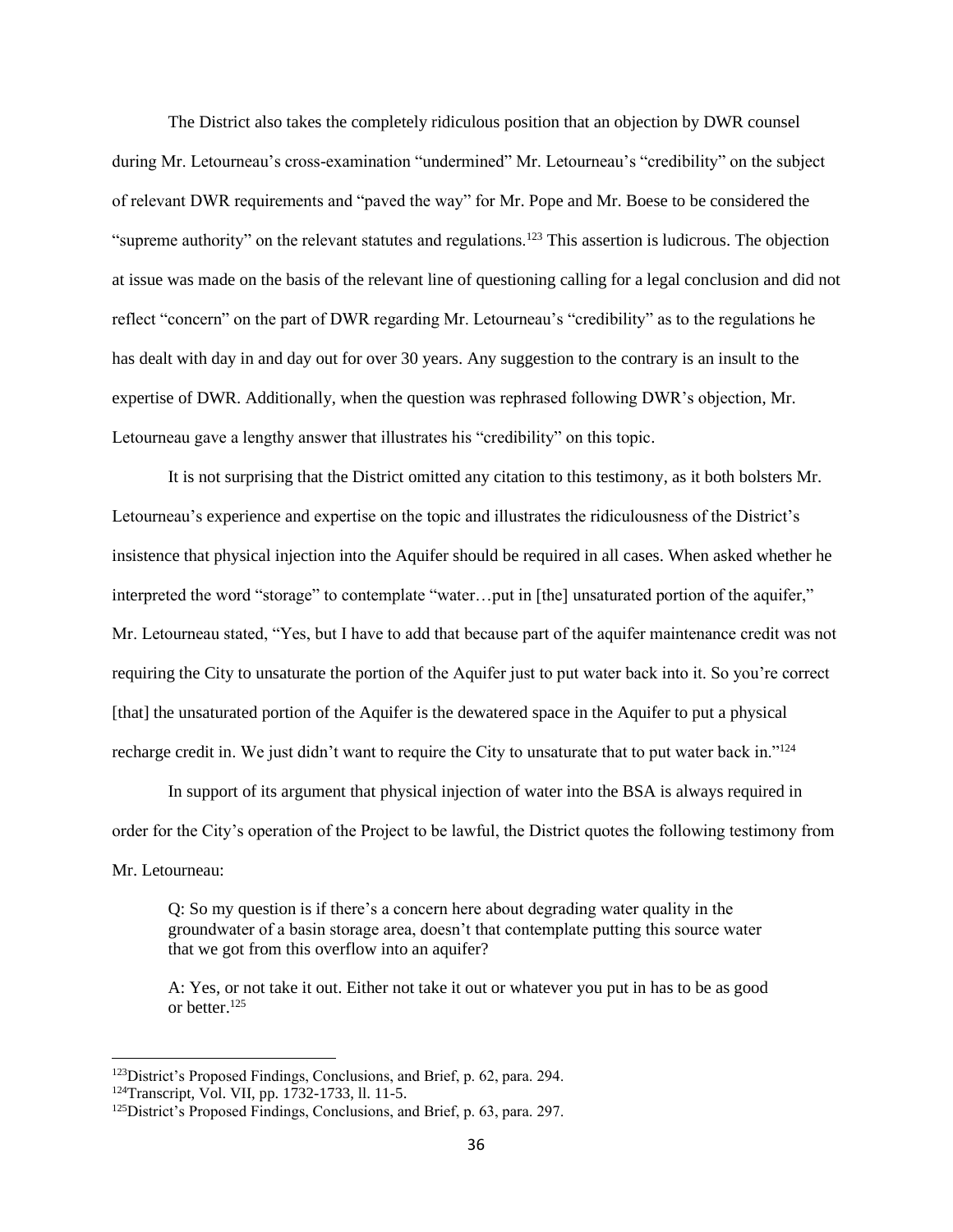The District also takes the completely ridiculous position that an objection by DWR counsel during Mr. Letourneau's cross-examination "undermined" Mr. Letourneau's "credibility" on the subject of relevant DWR requirements and "paved the way" for Mr. Pope and Mr. Boese to be considered the "supreme authority" on the relevant statutes and regulations.[123] This assertion is ludicrous. The objection at issue was made on the basis of the relevant line of questioning calling for a legal conclusion and did not reflect "concern" on the part of DWR regarding Mr. Letourneau's "credibility" as to the regulations he has dealt with day in and day out for over 30 years. Any suggestion to the contrary is an insult to the expertise of DWR. Additionally, when the question was rephrased following DWR's objection, Mr. Letourneau gave a lengthy answer that illustrates his "credibility" on this topic.

It is not surprising that the District omitted any citation to this testimony, as it both bolsters Mr. Letourneau's experience and expertise on the topic and illustrates the ridiculousness of the District's insistence that physical injection into the Aquifer should be required in all cases. When asked whether he interpreted the word "storage" to contemplate "water…put in [the] unsaturated portion of the aquifer," Mr. Letourneau stated, "Yes, but I have to add that because part of the aquifer maintenance credit was not requiring the City to unsaturate the portion of the Aquifer just to put water back into it. So you're correct [that] the unsaturated portion of the Aquifer is the dewatered space in the Aquifer to put a physical recharge credit in. We just didn't want to require the City to unsaturate that to put water back in."[124]

In support of its argument that physical injection of water into the BSA is always required in order for the City's operation of the Project to be lawful, the District quotes the following testimony from Mr. Letourneau:

> Q: So my question is if there's a concern here about degrading water quality in the groundwater of a basin storage area, doesn't that contemplate putting this source water that we got from this overflow into an aquifer?
>
> A: Yes, or not take it out. Either not take it out or whatever you put in has to be as good or better.[125]

---

[123] District's Proposed Findings, Conclusions, and Brief, p. 62, para. 294.

[124] Transcript, Vol. VII, pp. 1732-1733, ll. 11-5.

[125] District's Proposed Findings, Conclusions, and Brief, p. 63, para. 297.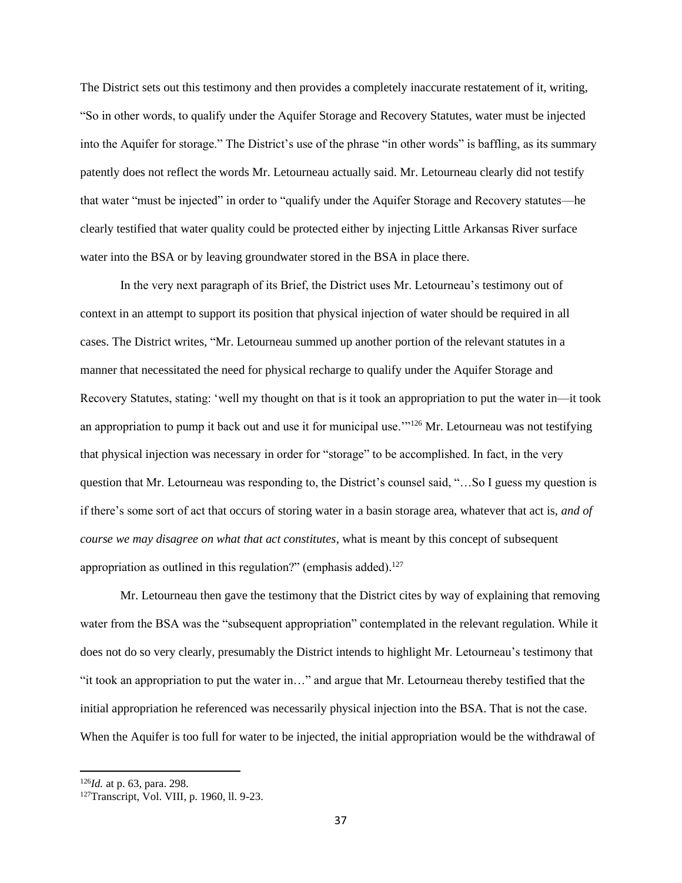The District sets out this testimony and then provides a completely inaccurate restatement of it, writing, "So in other words, to qualify under the Aquifer Storage and Recovery Statutes, water must be injected into the Aquifer for storage." The District's use of the phrase "in other words" is baffling, as its summary patently does not reflect the words Mr. Letourneau actually said. Mr. Letourneau clearly did not testify that water "must be injected" in order to "qualify under the Aquifer Storage and Recovery statutes—he clearly testified that water quality could be protected either by injecting Little Arkansas River surface water into the BSA or by leaving groundwater stored in the BSA in place there.

In the very next paragraph of its Brief, the District uses Mr. Letourneau's testimony out of context in an attempt to support its position that physical injection of water should be required in all cases. The District writes, "Mr. Letourneau summed up another portion of the relevant statutes in a manner that necessitated the need for physical recharge to qualify under the Aquifer Storage and Recovery Statutes, stating: 'well my thought on that is it took an appropriation to put the water in—it took an appropriation to pump it back out and use it for municipal use.'"[126] Mr. Letourneau was not testifying that physical injection was necessary in order for "storage" to be accomplished. In fact, in the very question that Mr. Letourneau was responding to, the District's counsel said, "…So I guess my question is if there's some sort of act that occurs of storing water in a basin storage area, whatever that act is, *and of course we may disagree on what that act constitutes*, what is meant by this concept of subsequent appropriation as outlined in this regulation?" (emphasis added).[127]

Mr. Letourneau then gave the testimony that the District cites by way of explaining that removing water from the BSA was the "subsequent appropriation" contemplated in the relevant regulation. While it does not do so very clearly, presumably the District intends to highlight Mr. Letourneau's testimony that "it took an appropriation to put the water in…" and argue that Mr. Letourneau thereby testified that the initial appropriation he referenced was necessarily physical injection into the BSA. That is not the case. When the Aquifer is too full for water to be injected, the initial appropriation would be the withdrawal of

---

[126] *Id.* at p. 63, para. 298.

[127] Transcript, Vol. VIII, p. 1960, ll. 9-23.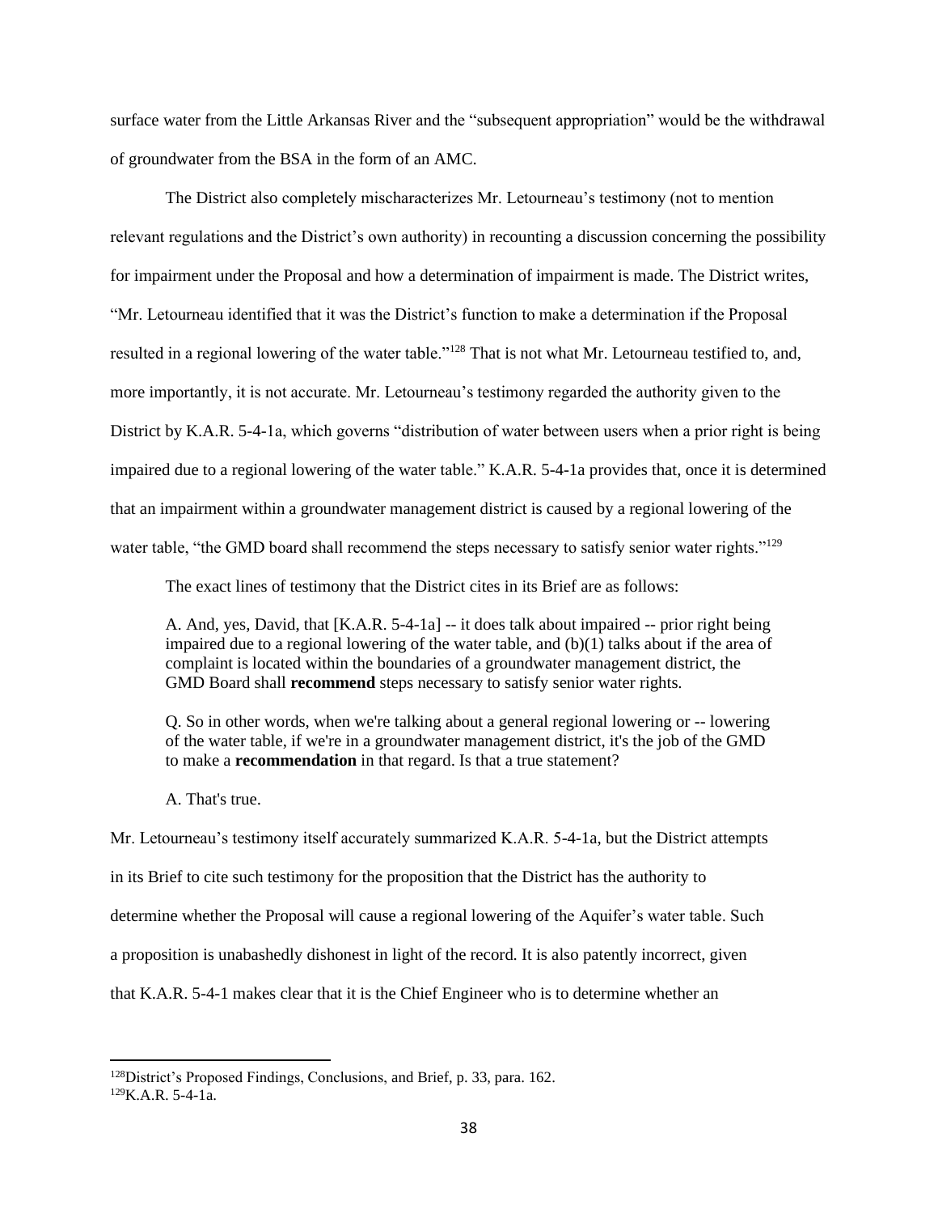surface water from the Little Arkansas River and the "subsequent appropriation" would be the withdrawal of groundwater from the BSA in the form of an AMC.

The District also completely mischaracterizes Mr. Letourneau's testimony (not to mention relevant regulations and the District's own authority) in recounting a discussion concerning the possibility for impairment under the Proposal and how a determination of impairment is made. The District writes, "Mr. Letourneau identified that it was the District's function to make a determination if the Proposal resulted in a regional lowering of the water table."[128] That is not what Mr. Letourneau testified to, and, more importantly, it is not accurate. Mr. Letourneau's testimony regarded the authority given to the District by K.A.R. 5-4-1a, which governs "distribution of water between users when a prior right is being impaired due to a regional lowering of the water table." K.A.R. 5-4-1a provides that, once it is determined that an impairment within a groundwater management district is caused by a regional lowering of the water table, "the GMD board shall recommend the steps necessary to satisfy senior water rights."[129]

The exact lines of testimony that the District cites in its Brief are as follows:

> A. And, yes, David, that [K.A.R. 5-4-1a] -- it does talk about impaired -- prior right being impaired due to a regional lowering of the water table, and (b)(1) talks about if the area of complaint is located within the boundaries of a groundwater management district, the GMD Board shall **recommend** steps necessary to satisfy senior water rights.
>
> Q. So in other words, when we're talking about a general regional lowering or -- lowering of the water table, if we're in a groundwater management district, it's the job of the GMD to make a **recommendation** in that regard. Is that a true statement?
>
> A. That's true.

Mr. Letourneau's testimony itself accurately summarized K.A.R. 5-4-1a, but the District attempts in its Brief to cite such testimony for the proposition that the District has the authority to determine whether the Proposal will cause a regional lowering of the Aquifer's water table. Such a proposition is unabashedly dishonest in light of the record. It is also patently incorrect, given that K.A.R. 5-4-1 makes clear that it is the Chief Engineer who is to determine whether an

---

[128] District's Proposed Findings, Conclusions, and Brief, p. 33, para. 162.

[129] K.A.R. 5-4-1a.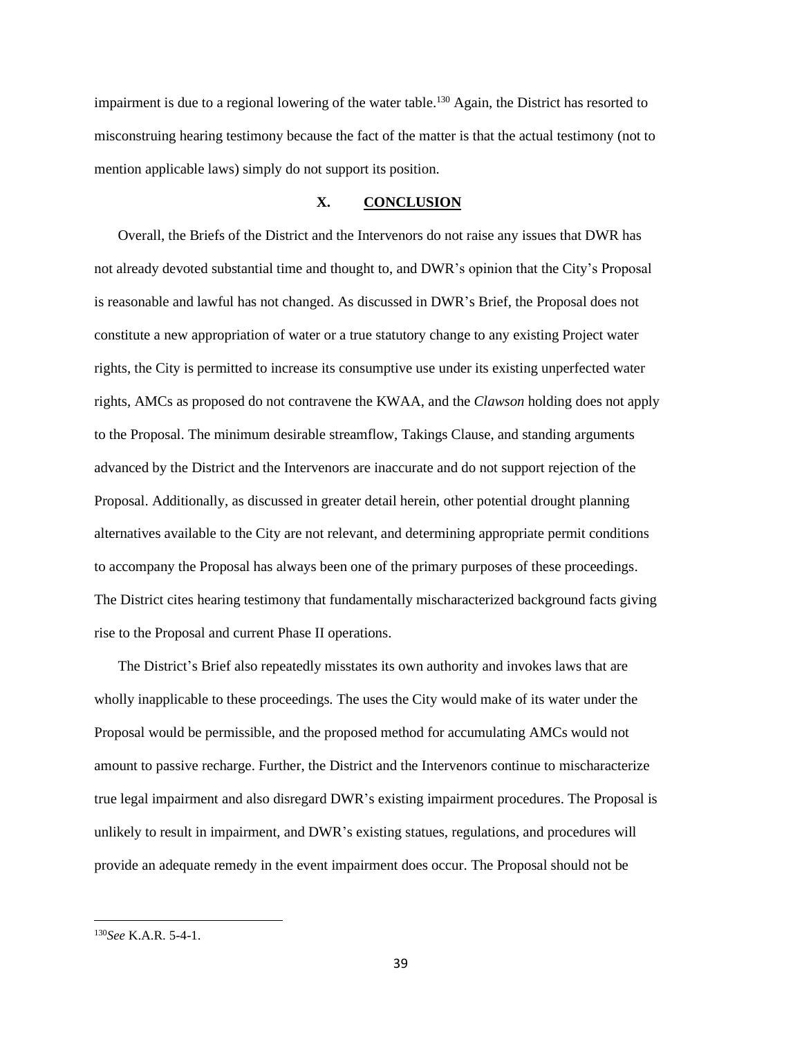impairment is due to a regional lowering of the water table.[130] Again, the District has resorted to misconstruing hearing testimony because the fact of the matter is that the actual testimony (not to mention applicable laws) simply do not support its position.

## X. CONCLUSION

Overall, the Briefs of the District and the Intervenors do not raise any issues that DWR has not already devoted substantial time and thought to, and DWR's opinion that the City's Proposal is reasonable and lawful has not changed. As discussed in DWR's Brief, the Proposal does not constitute a new appropriation of water or a true statutory change to any existing Project water rights, the City is permitted to increase its consumptive use under its existing unperfected water rights, AMCs as proposed do not contravene the KWAA, and the *Clawson* holding does not apply to the Proposal. The minimum desirable streamflow, Takings Clause, and standing arguments advanced by the District and the Intervenors are inaccurate and do not support rejection of the Proposal. Additionally, as discussed in greater detail herein, other potential drought planning alternatives available to the City are not relevant, and determining appropriate permit conditions to accompany the Proposal has always been one of the primary purposes of these proceedings. The District cites hearing testimony that fundamentally mischaracterized background facts giving rise to the Proposal and current Phase II operations.

The District's Brief also repeatedly misstates its own authority and invokes laws that are wholly inapplicable to these proceedings. The uses the City would make of its water under the Proposal would be permissible, and the proposed method for accumulating AMCs would not amount to passive recharge. Further, the District and the Intervenors continue to mischaracterize true legal impairment and also disregard DWR's existing impairment procedures. The Proposal is unlikely to result in impairment, and DWR's existing statues, regulations, and procedures will provide an adequate remedy in the event impairment does occur. The Proposal should not be

---

[130] *See* K.A.R. 5-4-1.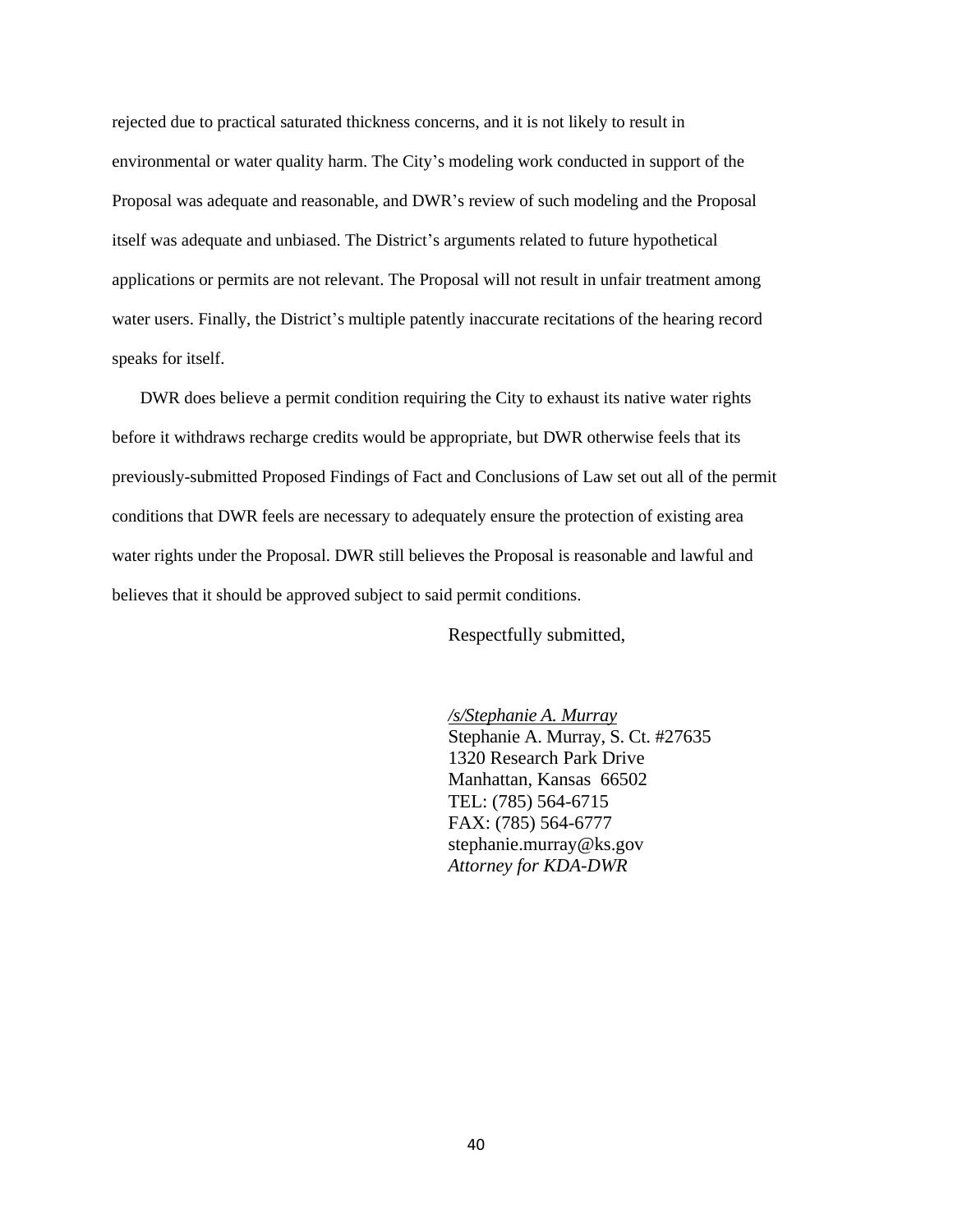rejected due to practical saturated thickness concerns, and it is not likely to result in environmental or water quality harm. The City's modeling work conducted in support of the Proposal was adequate and reasonable, and DWR's review of such modeling and the Proposal itself was adequate and unbiased. The District's arguments related to future hypothetical applications or permits are not relevant. The Proposal will not result in unfair treatment among water users. Finally, the District's multiple patently inaccurate recitations of the hearing record speaks for itself.

DWR does believe a permit condition requiring the City to exhaust its native water rights before it withdraws recharge credits would be appropriate, but DWR otherwise feels that its previously-submitted Proposed Findings of Fact and Conclusions of Law set out all of the permit conditions that DWR feels are necessary to adequately ensure the protection of existing area water rights under the Proposal. DWR still believes the Proposal is reasonable and lawful and believes that it should be approved subject to said permit conditions.

Respectfully submitted,

*/s/Stephanie A. Murray*
Stephanie A. Murray, S. Ct. #27635
1320 Research Park Drive
Manhattan, Kansas 66502
TEL: (785) 564-6715
FAX: (785) 564-6777
stephanie.murray@ks.gov
*Attorney for KDA-DWR*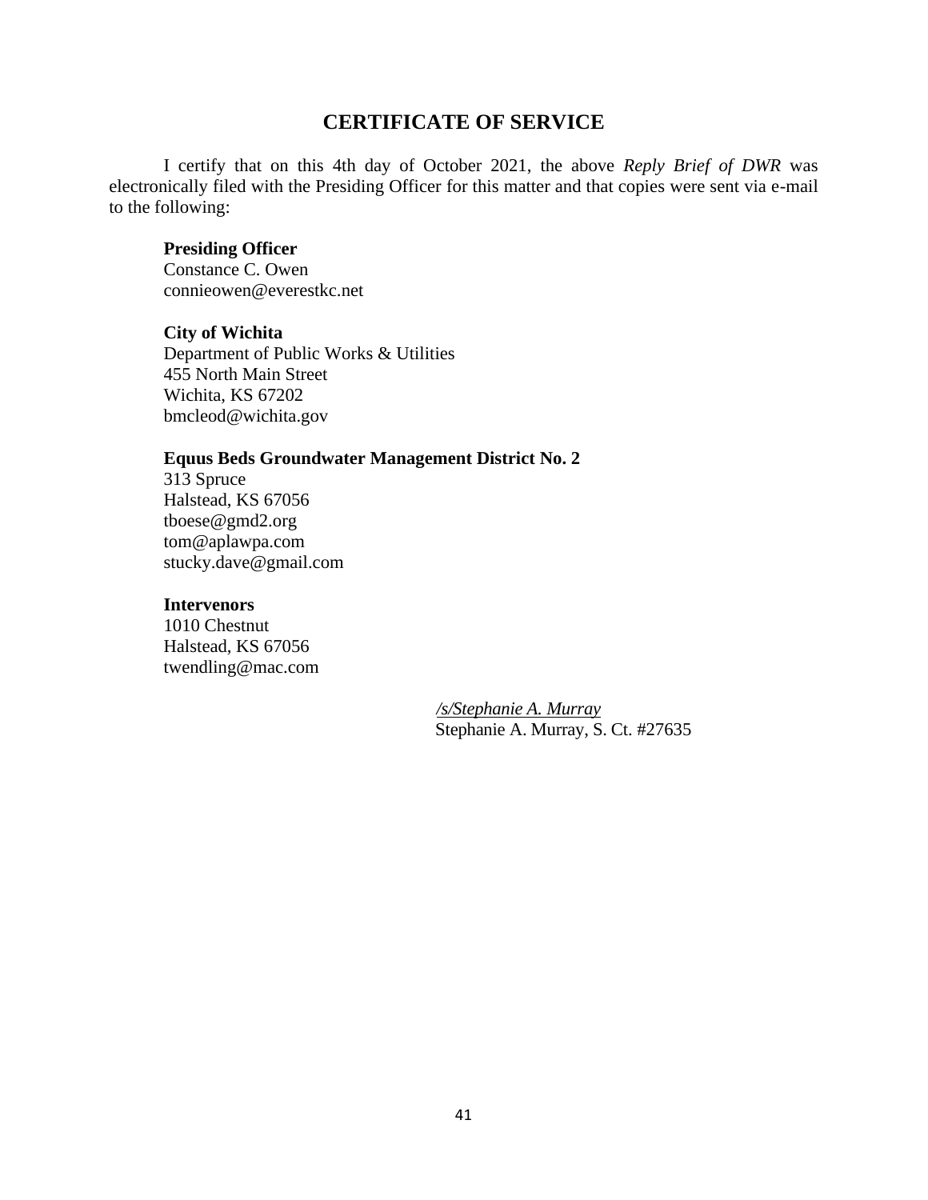## CERTIFICATE OF SERVICE

I certify that on this 4th day of October 2021, the above *Reply Brief of DWR* was electronically filed with the Presiding Officer for this matter and that copies were sent via e-mail to the following:

**Presiding Officer**
Constance C. Owen
connieowen@everestkc.net

**City of Wichita**
Department of Public Works & Utilities
455 North Main Street
Wichita, KS 67202
bmcleod@wichita.gov

**Equus Beds Groundwater Management District No. 2**
313 Spruce
Halstead, KS 67056
tboese@gmd2.org
tom@aplawpa.com
stucky.dave@gmail.com

**Intervenors**
1010 Chestnut
Halstead, KS 67056
twendling@mac.com

/s/Stephanie A. Murray
Stephanie A. Murray, S. Ct. #27635